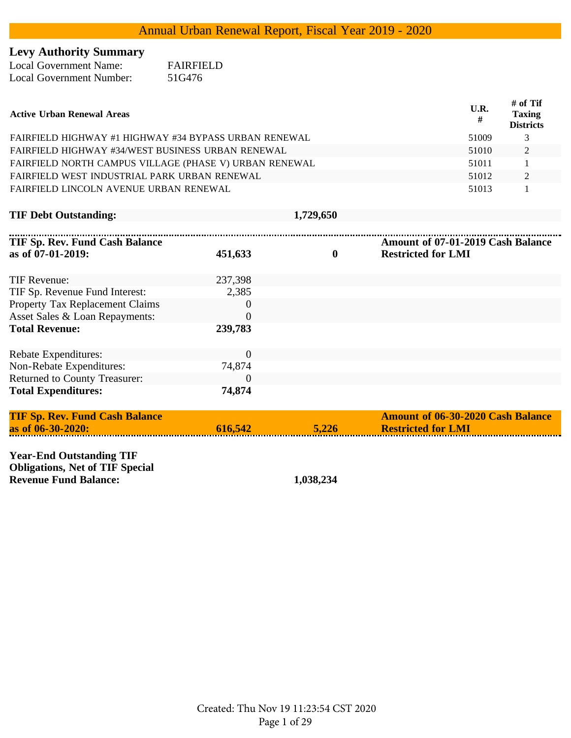# Annual Urban Renewal Report, Fiscal Year 2019 - 2020

## Levy Authority Summary

Local Government Name: FAIRFIELD
Local Government Number: 51G476

| Active Urban Renewal Areas | U.R. # | # of Tif Taxing Districts |
|---|---|---|
| FAIRFIELD HIGHWAY #1 HIGHWAY #34 BYPASS URBAN RENEWAL | 51009 | 3 |
| FAIRFIELD HIGHWAY #34/WEST BUSINESS URBAN RENEWAL | 51010 | 2 |
| FAIRFIELD NORTH CAMPUS VILLAGE (PHASE V) URBAN RENEWAL | 51011 | 1 |
| FAIRFIELD WEST INDUSTRIAL PARK URBAN RENEWAL | 51012 | 2 |
| FAIRFIELD LINCOLN AVENUE URBAN RENEWAL | 51013 | 1 |

**TIF Debt Outstanding:** **1,729,650**

| | | | |
|---|---|---|---|
| **TIF Sp. Rev. Fund Cash Balance as of 07-01-2019:** | **451,633** | **0** | **Amount of 07-01-2019 Cash Balance Restricted for LMI** |
| TIF Revenue: | 237,398 | | |
| TIF Sp. Revenue Fund Interest: | 2,385 | | |
| Property Tax Replacement Claims | 0 | | |
| Asset Sales & Loan Repayments: | 0 | | |
| **Total Revenue:** | **239,783** | | |
| Rebate Expenditures: | 0 | | |
| Non-Rebate Expenditures: | 74,874 | | |
| Returned to County Treasurer: | 0 | | |
| **Total Expenditures:** | **74,874** | | |
| **TIF Sp. Rev. Fund Cash Balance as of 06-30-2020:** | **616,542** | **5,226** | **Amount of 06-30-2020 Cash Balance Restricted for LMI** |

**Year-End Outstanding TIF Obligations, Net of TIF Special Revenue Fund Balance:** **1,038,234**

Created: Thu Nov 19 11:23:54 CST 2020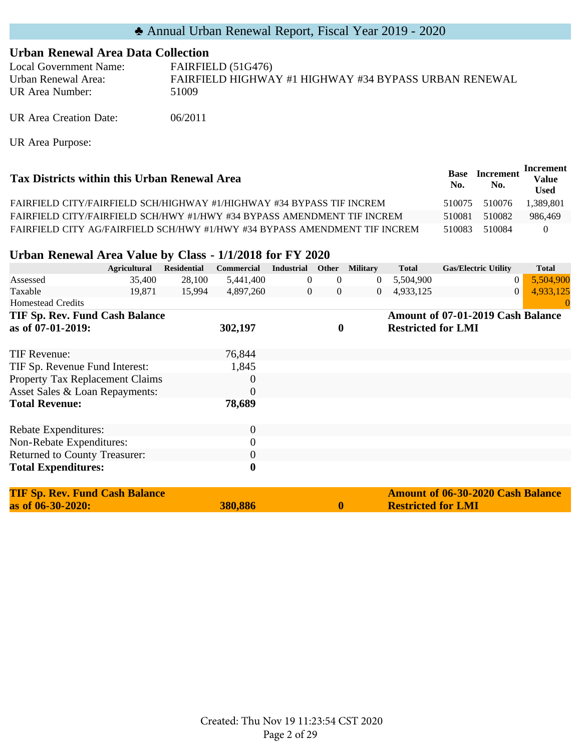# ♣ Annual Urban Renewal Report, Fiscal Year 2019 - 2020

## Urban Renewal Area Data Collection

Local Government Name: FAIRFIELD (51G476)
Urban Renewal Area: FAIRFIELD HIGHWAY #1 HIGHWAY #34 BYPASS URBAN RENEWAL
UR Area Number: 51009

UR Area Creation Date: 06/2011

UR Area Purpose:

## Tax Districts within this Urban Renewal Area

| Tax Districts within this Urban Renewal Area | Base No. | Increment No. | Increment Value Used |
|---|---|---|---|
| FAIRFIELD CITY/FAIRFIELD SCH/HIGHWAY #1/HIGHWAY #34 BYPASS TIF INCREM | 510075 | 510076 | 1,389,801 |
| FAIRFIELD CITY/FAIRFIELD SCH/HWY #1/HWY #34 BYPASS AMENDMENT TIF INCREM | 510081 | 510082 | 986,469 |
| FAIRFIELD CITY AG/FAIRFIELD SCH/HWY #1/HWY #34 BYPASS AMENDMENT TIF INCREM | 510083 | 510084 | 0 |

## Urban Renewal Area Value by Class - 1/1/2018 for FY 2020

| | Agricultural | Residential | Commercial | Industrial | Other | Military | Total | Gas/Electric Utility | Total |
|---|---|---|---|---|---|---|---|---|---|
| Assessed | 35,400 | 28,100 | 5,441,400 | 0 | 0 | 0 | 5,504,900 | 0 | 5,504,900 |
| Taxable | 19,871 | 15,994 | 4,897,260 | 0 | 0 | 0 | 4,933,125 | 0 | 4,933,125 |
| Homestead Credits | | | | | | | | | 0 |

| | | | |
|---|---|---|---|
| **TIF Sp. Rev. Fund Cash Balance as of 07-01-2019:** | **302,197** | **0** | **Amount of 07-01-2019 Cash Balance Restricted for LMI** |

| | |
|---|---|
| TIF Revenue: | 76,844 |
| TIF Sp. Revenue Fund Interest: | 1,845 |
| Property Tax Replacement Claims | 0 |
| Asset Sales & Loan Repayments: | 0 |
| **Total Revenue:** | **78,689** |

| | |
|---|---|
| Rebate Expenditures: | 0 |
| Non-Rebate Expenditures: | 0 |
| Returned to County Treasurer: | 0 |
| **Total Expenditures:** | **0** |

| | | | |
|---|---|---|---|
| **TIF Sp. Rev. Fund Cash Balance as of 06-30-2020:** | **380,886** | **0** | **Amount of 06-30-2020 Cash Balance Restricted for LMI** |

Created: Thu Nov 19 11:23:54 CST 2020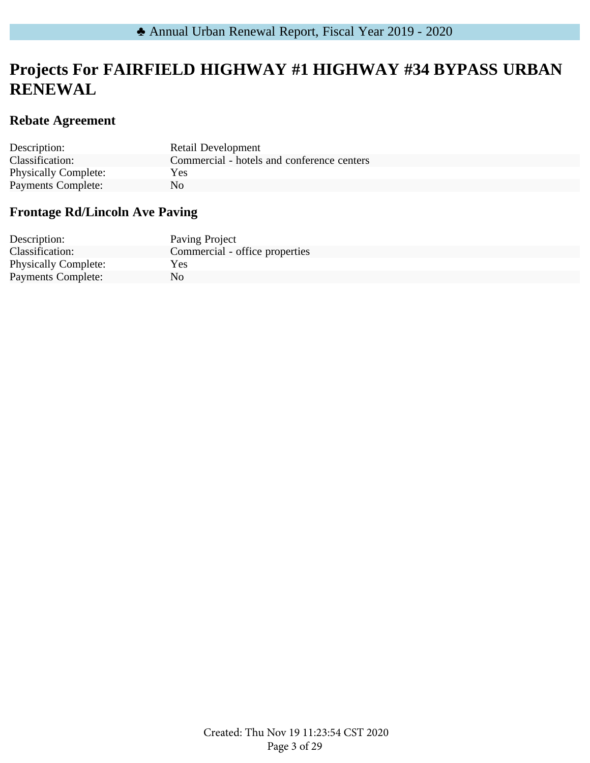# Projects For FAIRFIELD HIGHWAY #1 HIGHWAY #34 BYPASS URBAN RENEWAL

## Rebate Agreement

| | |
|---|---|
| Description: | Retail Development |
| Classification: | Commercial - hotels and conference centers |
| Physically Complete: | Yes |
| Payments Complete: | No |

## Frontage Rd/Lincoln Ave Paving

| | |
|---|---|
| Description: | Paving Project |
| Classification: | Commercial - office properties |
| Physically Complete: | Yes |
| Payments Complete: | No |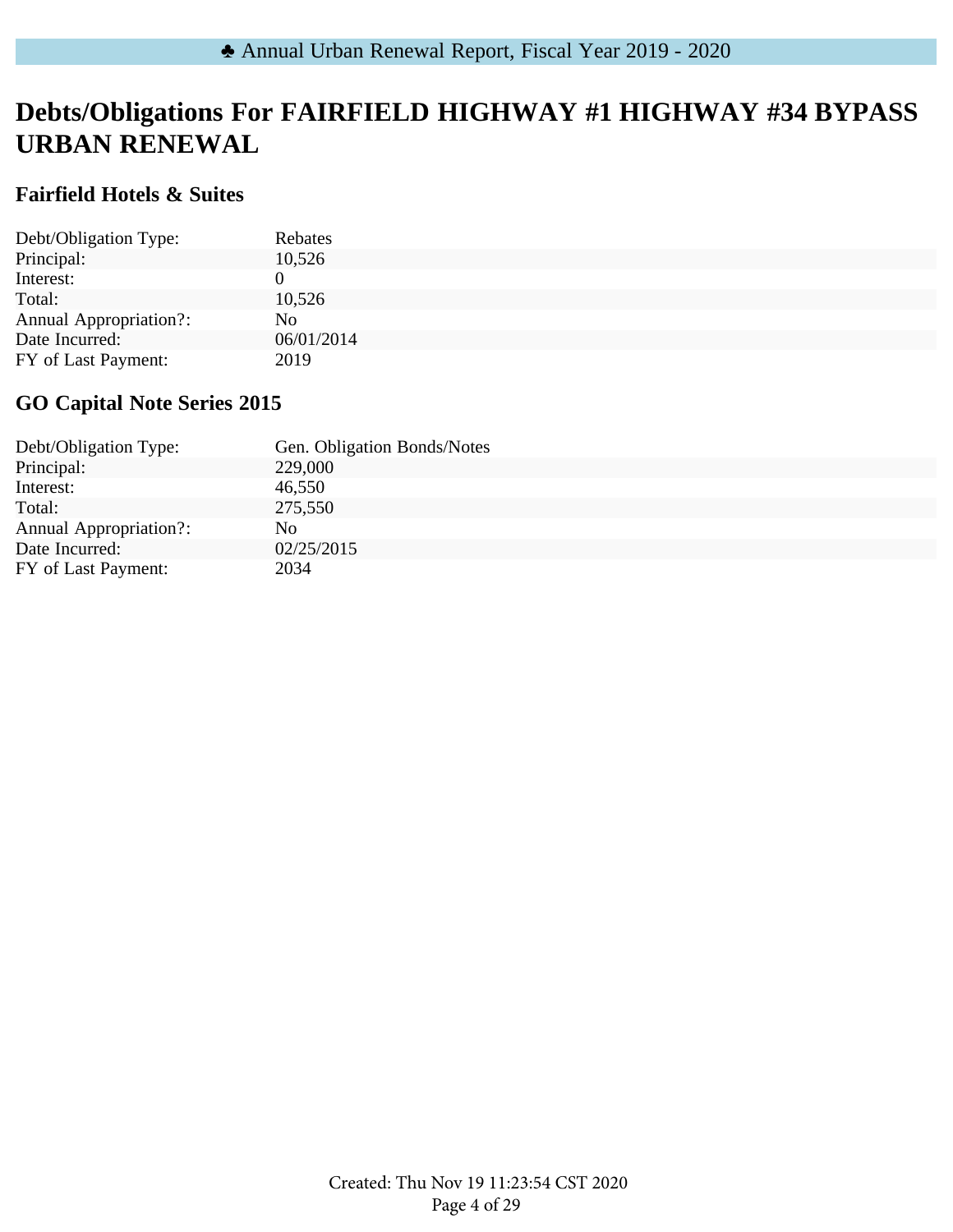# Debts/Obligations For FAIRFIELD HIGHWAY #1 HIGHWAY #34 BYPASS URBAN RENEWAL

## Fairfield Hotels & Suites

| | |
|---|---|
| Debt/Obligation Type: | Rebates |
| Principal: | 10,526 |
| Interest: | 0 |
| Total: | 10,526 |
| Annual Appropriation?: | No |
| Date Incurred: | 06/01/2014 |
| FY of Last Payment: | 2019 |

## GO Capital Note Series 2015

| | |
|---|---|
| Debt/Obligation Type: | Gen. Obligation Bonds/Notes |
| Principal: | 229,000 |
| Interest: | 46,550 |
| Total: | 275,550 |
| Annual Appropriation?: | No |
| Date Incurred: | 02/25/2015 |
| FY of Last Payment: | 2034 |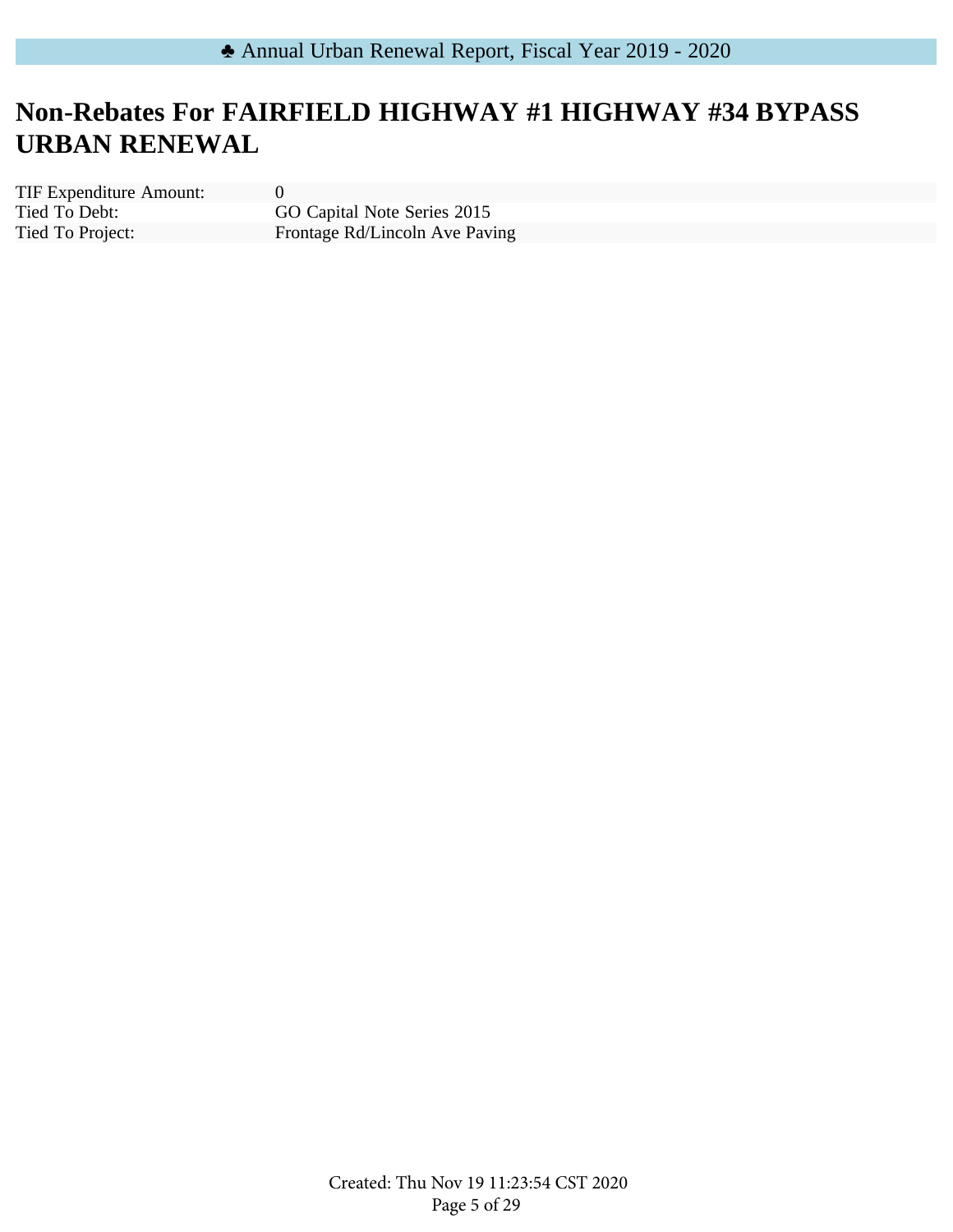# Non-Rebates For FAIRFIELD HIGHWAY #1 HIGHWAY #34 BYPASS URBAN RENEWAL

| | |
|---|---|
| TIF Expenditure Amount: | 0 |
| Tied To Debt: | GO Capital Note Series 2015 |
| Tied To Project: | Frontage Rd/Lincoln Ave Paving |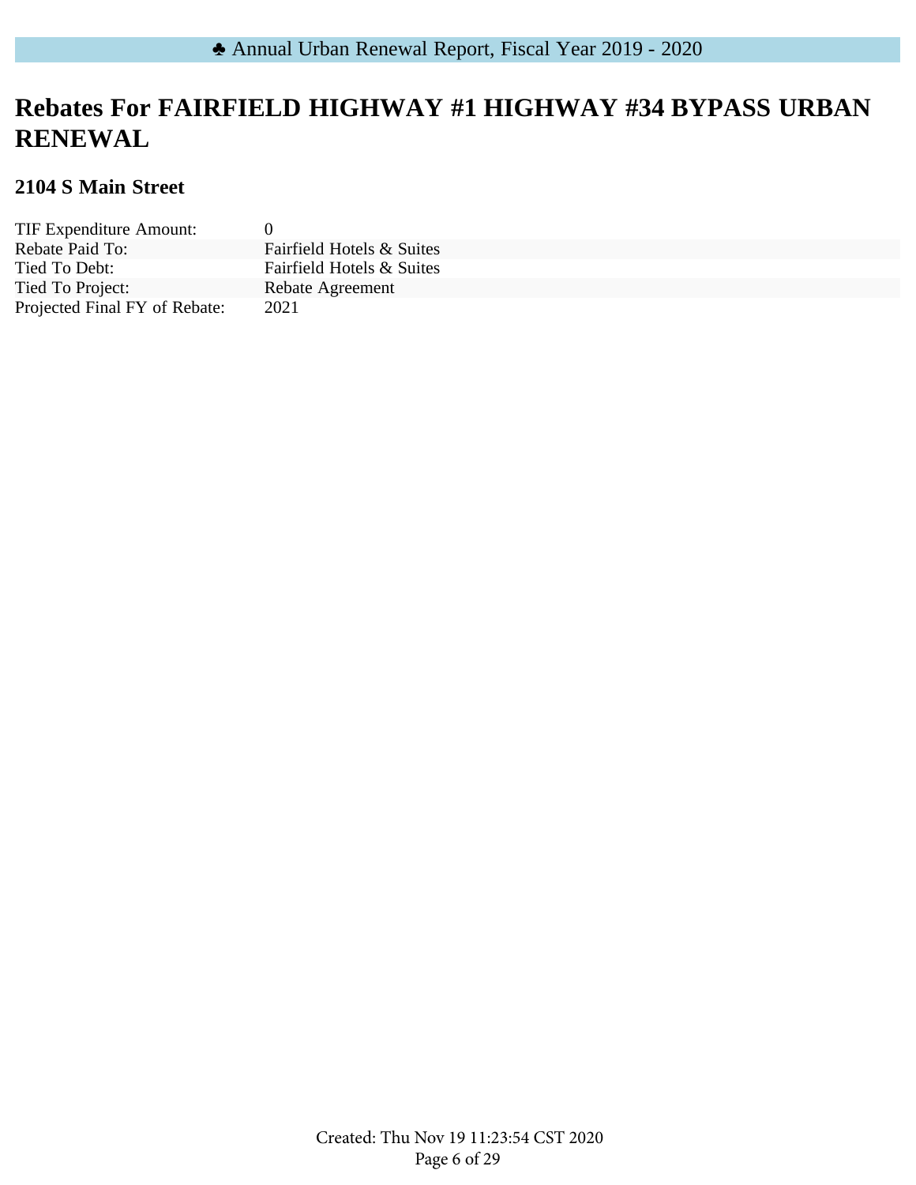# Rebates For FAIRFIELD HIGHWAY #1 HIGHWAY #34 BYPASS URBAN RENEWAL

## 2104 S Main Street

| | |
|---|---|
| TIF Expenditure Amount: | 0 |
| Rebate Paid To: | Fairfield Hotels & Suites |
| Tied To Debt: | Fairfield Hotels & Suites |
| Tied To Project: | Rebate Agreement |
| Projected Final FY of Rebate: | 2021 |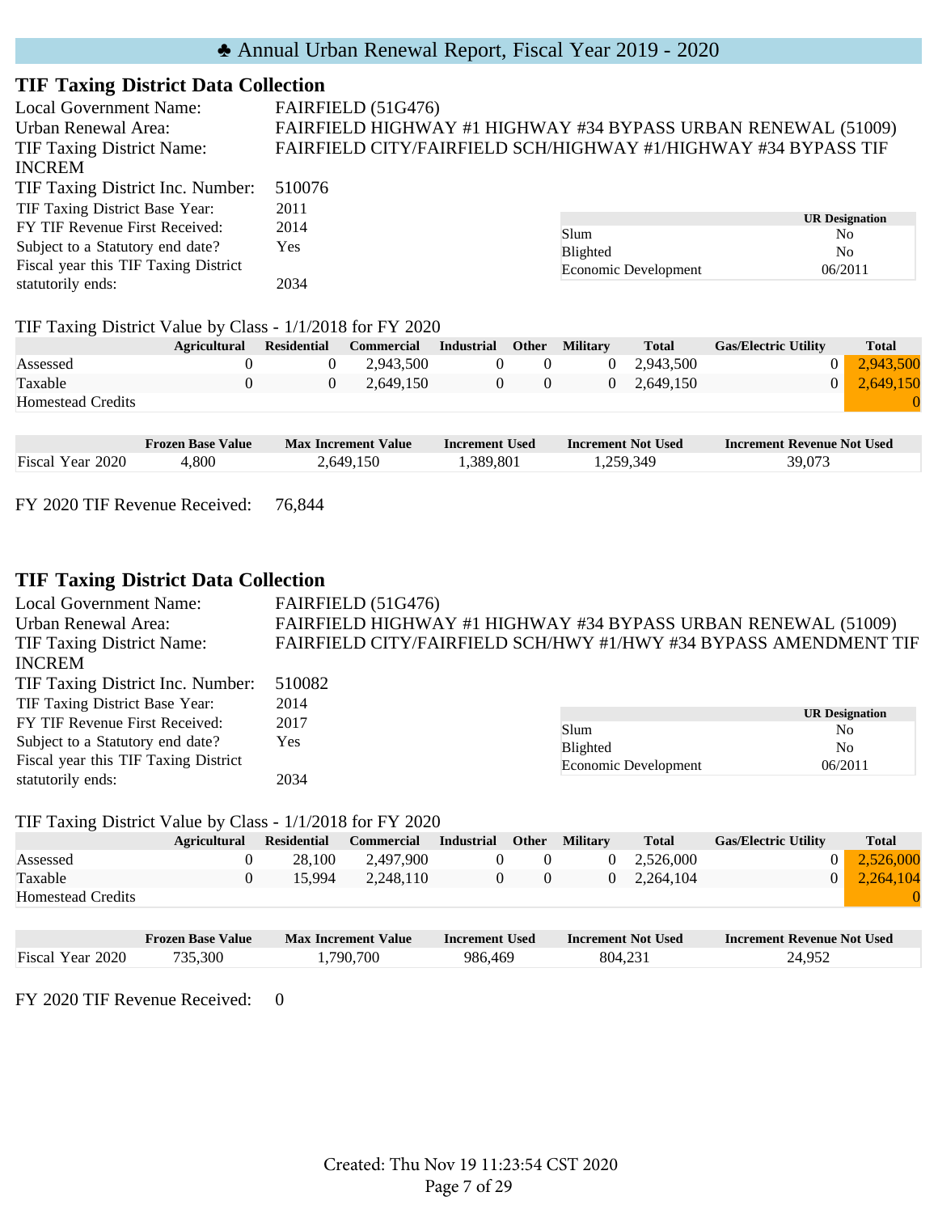♣ Annual Urban Renewal Report, Fiscal Year 2019 - 2020

## TIF Taxing District Data Collection

Local Government Name: FAIRFIELD (51G476)
Urban Renewal Area: FAIRFIELD HIGHWAY #1 HIGHWAY #34 BYPASS URBAN RENEWAL (51009)
TIF Taxing District Name: FAIRFIELD CITY/FAIRFIELD SCH/HIGHWAY #1/HIGHWAY #34 BYPASS TIF INCREM
TIF Taxing District Inc. Number: 510076
TIF Taxing District Base Year: 2011
FY TIF Revenue First Received: 2014
Subject to a Statutory end date? Yes
Fiscal year this TIF Taxing District statutorily ends: 2034

| | UR Designation |
|---|---|
| Slum | No |
| Blighted | No |
| Economic Development | 06/2011 |

TIF Taxing District Value by Class - 1/1/2018 for FY 2020

| | Agricultural | Residential | Commercial | Industrial | Other | Military | Total | Gas/Electric Utility | Total |
|---|---|---|---|---|---|---|---|---|---|
| Assessed | 0 | 0 | 2,943,500 | 0 | 0 | 0 | 2,943,500 | 0 | 2,943,500 |
| Taxable | 0 | 0 | 2,649,150 | 0 | 0 | 0 | 2,649,150 | 0 | 2,649,150 |
| Homestead Credits | | | | | | | | | 0 |

| | Frozen Base Value | Max Increment Value | Increment Used | Increment Not Used | Increment Revenue Not Used |
|---|---|---|---|---|---|
| Fiscal Year 2020 | 4,800 | 2,649,150 | 1,389,801 | 1,259,349 | 39,073 |

FY 2020 TIF Revenue Received: 76,844

## TIF Taxing District Data Collection

Local Government Name: FAIRFIELD (51G476)
Urban Renewal Area: FAIRFIELD HIGHWAY #1 HIGHWAY #34 BYPASS URBAN RENEWAL (51009)
TIF Taxing District Name: FAIRFIELD CITY/FAIRFIELD SCH/HWY #1/HWY #34 BYPASS AMENDMENT TIF INCREM
TIF Taxing District Inc. Number: 510082
TIF Taxing District Base Year: 2014
FY TIF Revenue First Received: 2017
Subject to a Statutory end date? Yes
Fiscal year this TIF Taxing District statutorily ends: 2034

| | UR Designation |
|---|---|
| Slum | No |
| Blighted | No |
| Economic Development | 06/2011 |

TIF Taxing District Value by Class - 1/1/2018 for FY 2020

| | Agricultural | Residential | Commercial | Industrial | Other | Military | Total | Gas/Electric Utility | Total |
|---|---|---|---|---|---|---|---|---|---|
| Assessed | 0 | 28,100 | 2,497,900 | 0 | 0 | 0 | 2,526,000 | 0 | 2,526,000 |
| Taxable | 0 | 15,994 | 2,248,110 | 0 | 0 | 0 | 2,264,104 | 0 | 2,264,104 |
| Homestead Credits | | | | | | | | | 0 |

| | Frozen Base Value | Max Increment Value | Increment Used | Increment Not Used | Increment Revenue Not Used |
|---|---|---|---|---|---|
| Fiscal Year 2020 | 735,300 | 1,790,700 | 986,469 | 804,231 | 24,952 |

FY 2020 TIF Revenue Received: 0

Created: Thu Nov 19 11:23:54 CST 2020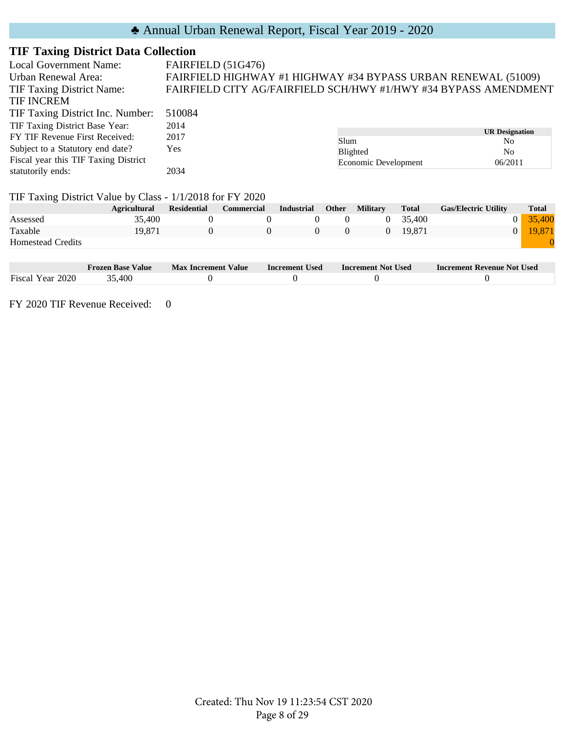# ♣ Annual Urban Renewal Report, Fiscal Year 2019 - 2020

## TIF Taxing District Data Collection

Local Government Name: FAIRFIELD (51G476)
Urban Renewal Area: FAIRFIELD HIGHWAY #1 HIGHWAY #34 BYPASS URBAN RENEWAL (51009)
TIF Taxing District Name: FAIRFIELD CITY AG/FAIRFIELD SCH/HWY #1/HWY #34 BYPASS AMENDMENT TIF INCREM
TIF Taxing District Inc. Number: 510084
TIF Taxing District Base Year: 2014
FY TIF Revenue First Received: 2017
Subject to a Statutory end date? Yes
Fiscal year this TIF Taxing District statutorily ends: 2034

| | UR Designation |
|---|---|
| Slum | No |
| Blighted | No |
| Economic Development | 06/2011 |

TIF Taxing District Value by Class - 1/1/2018 for FY 2020

| | Agricultural | Residential | Commercial | Industrial | Other | Military | Total | Gas/Electric Utility | Total |
|---|---|---|---|---|---|---|---|---|---|
| Assessed | 35,400 | 0 | 0 | 0 | 0 | 0 | 35,400 | 0 | 35,400 |
| Taxable | 19,871 | 0 | 0 | 0 | 0 | 0 | 19,871 | 0 | 19,871 |
| Homestead Credits | | | | | | | | | 0 |

| | Frozen Base Value | Max Increment Value | Increment Used | Increment Not Used | Increment Revenue Not Used |
|---|---|---|---|---|---|
| Fiscal Year 2020 | 35,400 | 0 | 0 | 0 | 0 |

FY 2020 TIF Revenue Received: 0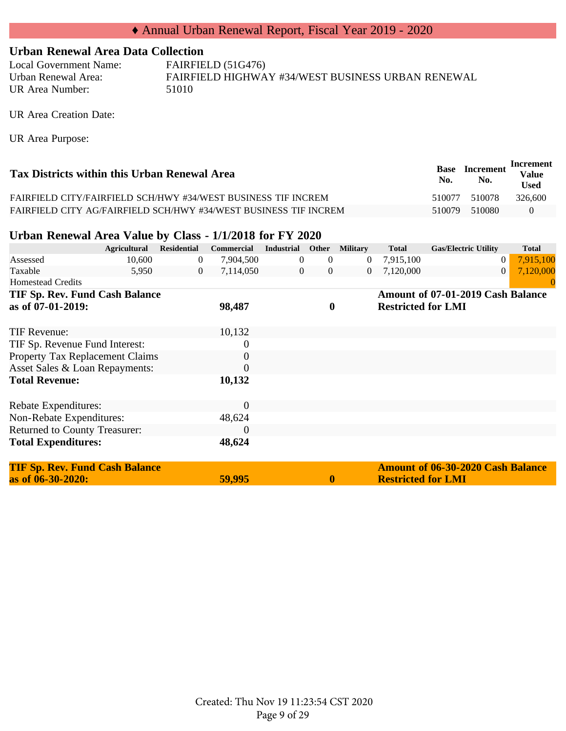# ♦ Annual Urban Renewal Report, Fiscal Year 2019 - 2020

## Urban Renewal Area Data Collection

Local Government Name: FAIRFIELD (51G476)
Urban Renewal Area: FAIRFIELD HIGHWAY #34/WEST BUSINESS URBAN RENEWAL
UR Area Number: 51010

UR Area Creation Date:

UR Area Purpose:

| Tax Districts within this Urban Renewal Area | Base No. | Increment No. | Increment Value Used |
|---|---|---|---|
| FAIRFIELD CITY/FAIRFIELD SCH/HWY #34/WEST BUSINESS TIF INCREM | 510077 | 510078 | 326,600 |
| FAIRFIELD CITY AG/FAIRFIELD SCH/HWY #34/WEST BUSINESS TIF INCREM | 510079 | 510080 | 0 |

## Urban Renewal Area Value by Class - 1/1/2018 for FY 2020

| | Agricultural | Residential | Commercial | Industrial | Other | Military | Total | Gas/Electric Utility | Total |
|---|---|---|---|---|---|---|---|---|---|
| Assessed | 10,600 | 0 | 7,904,500 | 0 | 0 | 0 | 7,915,100 | 0 | 7,915,100 |
| Taxable | 5,950 | 0 | 7,114,050 | 0 | 0 | 0 | 7,120,000 | 0 | 7,120,000 |
| Homestead Credits | | | | | | | | | 0 |

| | | | |
|---|---|---|---|
| **TIF Sp. Rev. Fund Cash Balance as of 07-01-2019:** | **98,487** | **0** | **Amount of 07-01-2019 Cash Balance Restricted for LMI** |
| | | | |
| TIF Revenue: | 10,132 | | |
| TIF Sp. Revenue Fund Interest: | 0 | | |
| Property Tax Replacement Claims | 0 | | |
| Asset Sales & Loan Repayments: | 0 | | |
| **Total Revenue:** | **10,132** | | |
| | | | |
| Rebate Expenditures: | 0 | | |
| Non-Rebate Expenditures: | 48,624 | | |
| Returned to County Treasurer: | 0 | | |
| **Total Expenditures:** | **48,624** | | |
| | | | |
| **TIF Sp. Rev. Fund Cash Balance as of 06-30-2020:** | **59,995** | **0** | **Amount of 06-30-2020 Cash Balance Restricted for LMI** |

Created: Thu Nov 19 11:23:54 CST 2020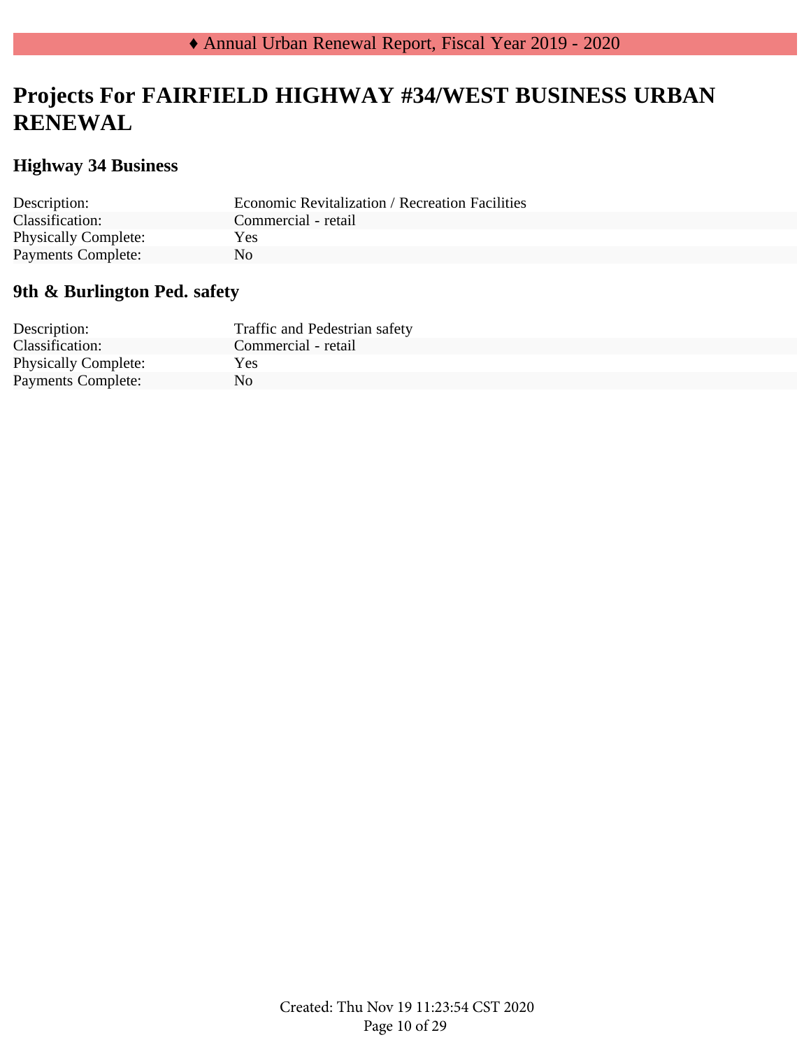# Projects For FAIRFIELD HIGHWAY #34/WEST BUSINESS URBAN RENEWAL

## Highway 34 Business

| | |
|---|---|
| Description: | Economic Revitalization / Recreation Facilities |
| Classification: | Commercial - retail |
| Physically Complete: | Yes |
| Payments Complete: | No |

## 9th & Burlington Ped. safety

| | |
|---|---|
| Description: | Traffic and Pedestrian safety |
| Classification: | Commercial - retail |
| Physically Complete: | Yes |
| Payments Complete: | No |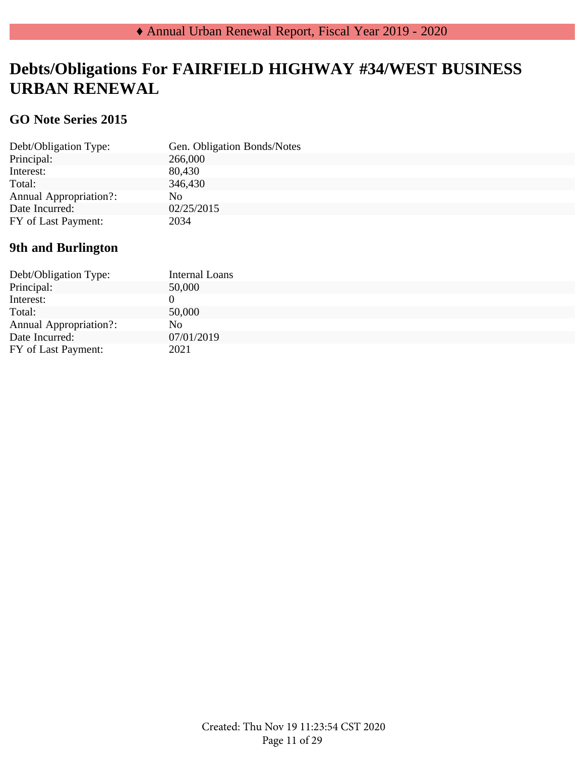# Debts/Obligations For FAIRFIELD HIGHWAY #34/WEST BUSINESS URBAN RENEWAL

## GO Note Series 2015

| | |
|---|---|
| Debt/Obligation Type: | Gen. Obligation Bonds/Notes |
| Principal: | 266,000 |
| Interest: | 80,430 |
| Total: | 346,430 |
| Annual Appropriation?: | No |
| Date Incurred: | 02/25/2015 |
| FY of Last Payment: | 2034 |

## 9th and Burlington

| | |
|---|---|
| Debt/Obligation Type: | Internal Loans |
| Principal: | 50,000 |
| Interest: | 0 |
| Total: | 50,000 |
| Annual Appropriation?: | No |
| Date Incurred: | 07/01/2019 |
| FY of Last Payment: | 2021 |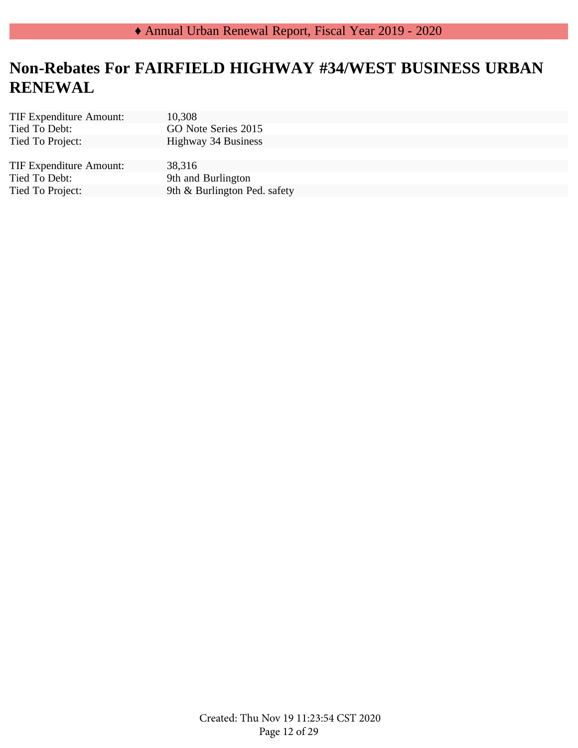# Non-Rebates For FAIRFIELD HIGHWAY #34/WEST BUSINESS URBAN RENEWAL

| | |
|---|---|
| TIF Expenditure Amount: | 10,308 |
| Tied To Debt: | GO Note Series 2015 |
| Tied To Project: | Highway 34 Business |

| | |
|---|---|
| TIF Expenditure Amount: | 38,316 |
| Tied To Debt: | 9th and Burlington |
| Tied To Project: | 9th & Burlington Ped. safety |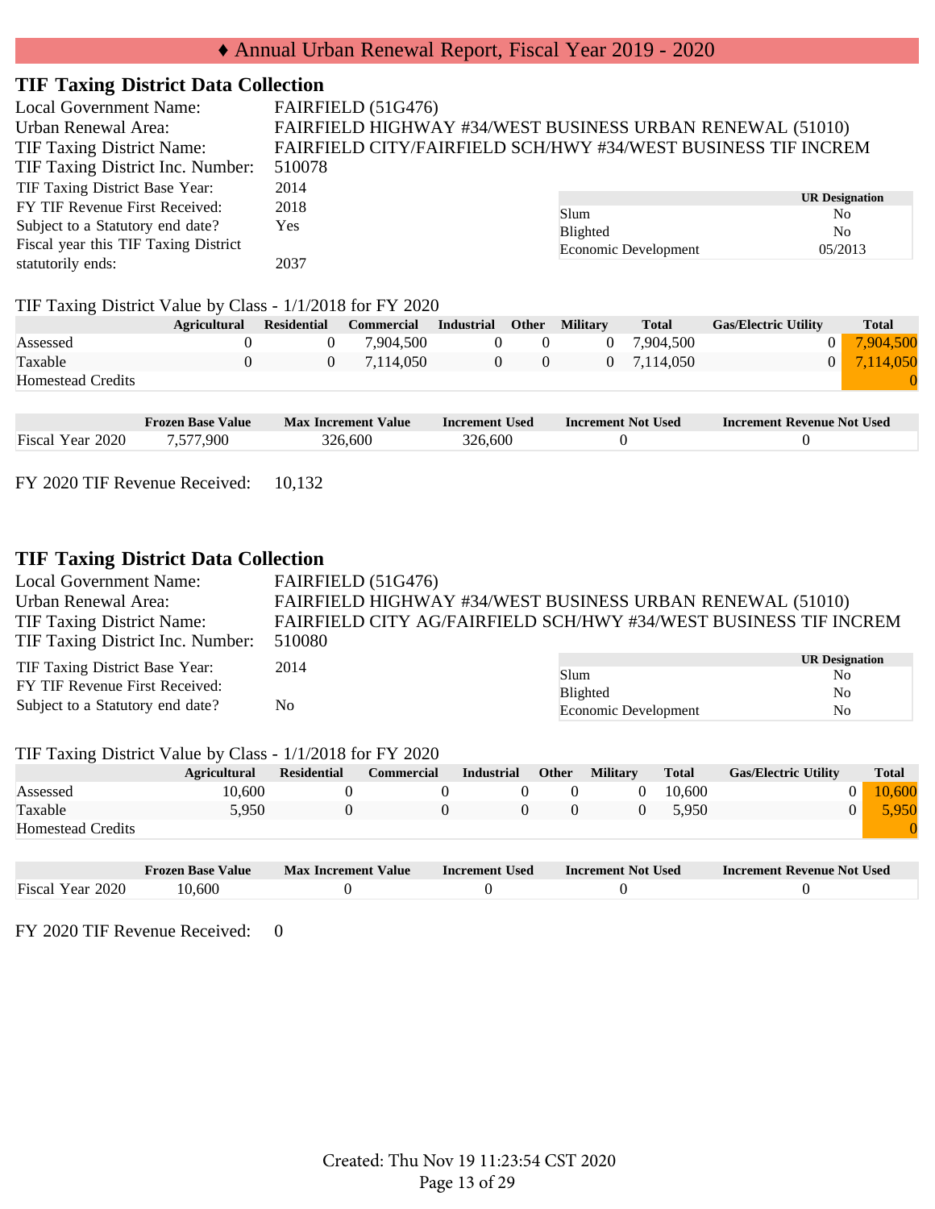# ♦ Annual Urban Renewal Report, Fiscal Year 2019 - 2020

## TIF Taxing District Data Collection

Local Government Name: FAIRFIELD (51G476)
Urban Renewal Area: FAIRFIELD HIGHWAY #34/WEST BUSINESS URBAN RENEWAL (51010)
TIF Taxing District Name: FAIRFIELD CITY/FAIRFIELD SCH/HWY #34/WEST BUSINESS TIF INCREM
TIF Taxing District Inc. Number: 510078
TIF Taxing District Base Year: 2014
FY TIF Revenue First Received: 2018
Subject to a Statutory end date? Yes
Fiscal year this TIF Taxing District statutorily ends: 2037

| | UR Designation |
|---|---|
| Slum | No |
| Blighted | No |
| Economic Development | 05/2013 |

TIF Taxing District Value by Class - 1/1/2018 for FY 2020

| | Agricultural | Residential | Commercial | Industrial | Other | Military | Total | Gas/Electric Utility | Total |
|---|---|---|---|---|---|---|---|---|---|
| Assessed | 0 | 0 | 7,904,500 | 0 | 0 | 0 | 7,904,500 | 0 | 7,904,500 |
| Taxable | 0 | 0 | 7,114,050 | 0 | 0 | 0 | 7,114,050 | 0 | 7,114,050 |
| Homestead Credits | | | | | | | | | 0 |

| | Frozen Base Value | Max Increment Value | Increment Used | Increment Not Used | Increment Revenue Not Used |
|---|---|---|---|---|---|
| Fiscal Year 2020 | 7,577,900 | 326,600 | 326,600 | 0 | 0 |

FY 2020 TIF Revenue Received: 10,132

## TIF Taxing District Data Collection

Local Government Name: FAIRFIELD (51G476)
Urban Renewal Area: FAIRFIELD HIGHWAY #34/WEST BUSINESS URBAN RENEWAL (51010)
TIF Taxing District Name: FAIRFIELD CITY AG/FAIRFIELD SCH/HWY #34/WEST BUSINESS TIF INCREM
TIF Taxing District Inc. Number: 510080
TIF Taxing District Base Year: 2014
FY TIF Revenue First Received:
Subject to a Statutory end date? No

| | UR Designation |
|---|---|
| Slum | No |
| Blighted | No |
| Economic Development | No |

TIF Taxing District Value by Class - 1/1/2018 for FY 2020

| | Agricultural | Residential | Commercial | Industrial | Other | Military | Total | Gas/Electric Utility | Total |
|---|---|---|---|---|---|---|---|---|---|
| Assessed | 10,600 | 0 | 0 | 0 | 0 | 0 | 10,600 | 0 | 10,600 |
| Taxable | 5,950 | 0 | 0 | 0 | 0 | 0 | 5,950 | 0 | 5,950 |
| Homestead Credits | | | | | | | | | 0 |

| | Frozen Base Value | Max Increment Value | Increment Used | Increment Not Used | Increment Revenue Not Used |
|---|---|---|---|---|---|
| Fiscal Year 2020 | 10,600 | 0 | 0 | 0 | 0 |

FY 2020 TIF Revenue Received: 0

Created: Thu Nov 19 11:23:54 CST 2020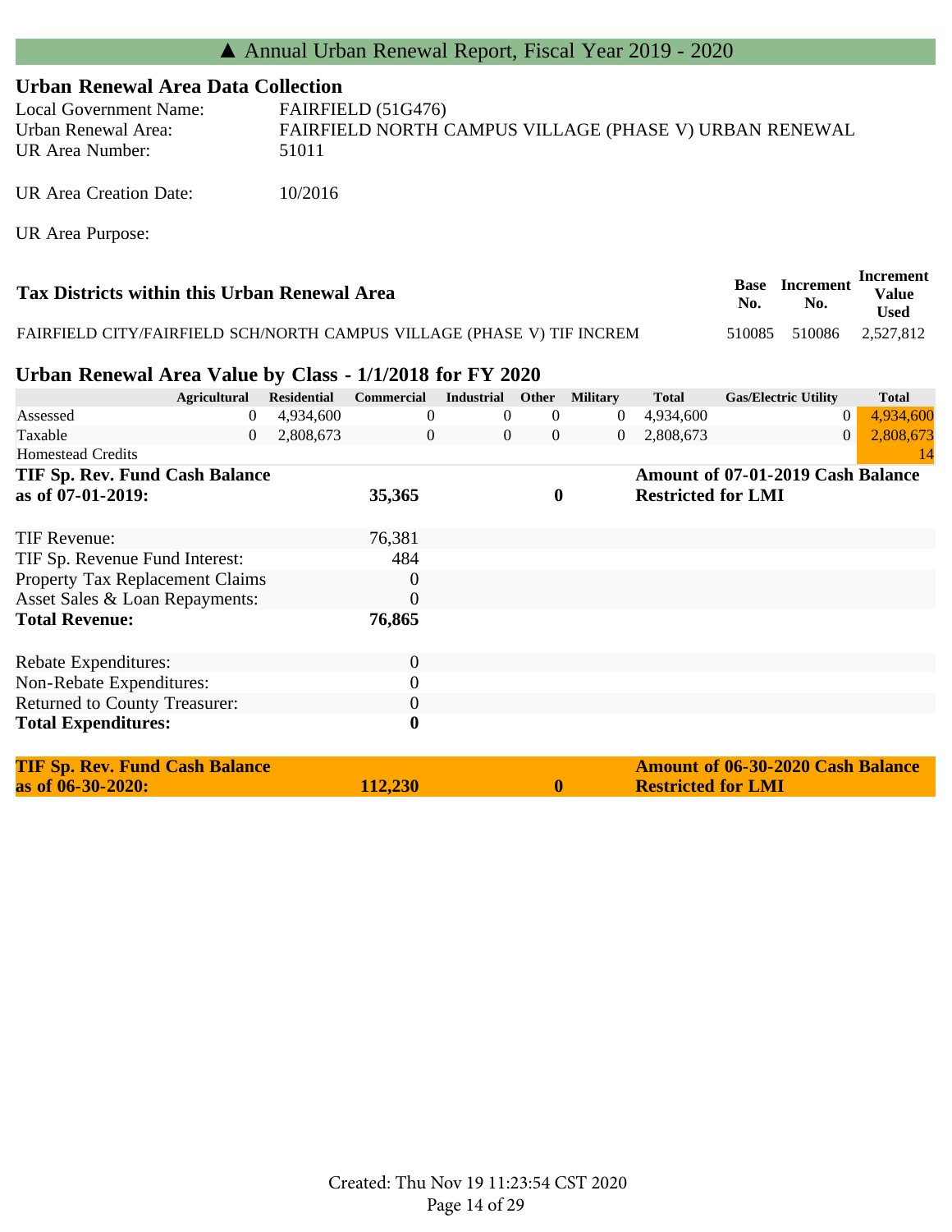# ▲ Annual Urban Renewal Report, Fiscal Year 2019 - 2020

## Urban Renewal Area Data Collection

Local Government Name: FAIRFIELD (51G476)
Urban Renewal Area: FAIRFIELD NORTH CAMPUS VILLAGE (PHASE V) URBAN RENEWAL
UR Area Number: 51011

UR Area Creation Date: 10/2016

UR Area Purpose:

| Tax Districts within this Urban Renewal Area | Base No. | Increment No. | Increment Value Used |
|---|---|---|---|
| FAIRFIELD CITY/FAIRFIELD SCH/NORTH CAMPUS VILLAGE (PHASE V) TIF INCREM | 510085 | 510086 | 2,527,812 |

## Urban Renewal Area Value by Class - 1/1/2018 for FY 2020

| | Agricultural | Residential | Commercial | Industrial | Other | Military | Total | Gas/Electric Utility | Total |
|---|---|---|---|---|---|---|---|---|---|
| Assessed | 0 | 4,934,600 | 0 | 0 | 0 | 0 | 4,934,600 | 0 | 4,934,600 |
| Taxable | 0 | 2,808,673 | 0 | 0 | 0 | 0 | 2,808,673 | 0 | 2,808,673 |
| Homestead Credits | | | | | | | | | 14 |

| | | | |
|---|---|---|---|
| **TIF Sp. Rev. Fund Cash Balance as of 07-01-2019:** | **35,365** | **0** | **Amount of 07-01-2019 Cash Balance Restricted for LMI** |

| | |
|---|---|
| TIF Revenue: | 76,381 |
| TIF Sp. Revenue Fund Interest: | 484 |
| Property Tax Replacement Claims | 0 |
| Asset Sales & Loan Repayments: | 0 |
| **Total Revenue:** | **76,865** |

| | |
|---|---|
| Rebate Expenditures: | 0 |
| Non-Rebate Expenditures: | 0 |
| Returned to County Treasurer: | 0 |
| **Total Expenditures:** | **0** |

| | | | |
|---|---|---|---|
| **TIF Sp. Rev. Fund Cash Balance as of 06-30-2020:** | **112,230** | **0** | **Amount of 06-30-2020 Cash Balance Restricted for LMI** |

Created: Thu Nov 19 11:23:54 CST 2020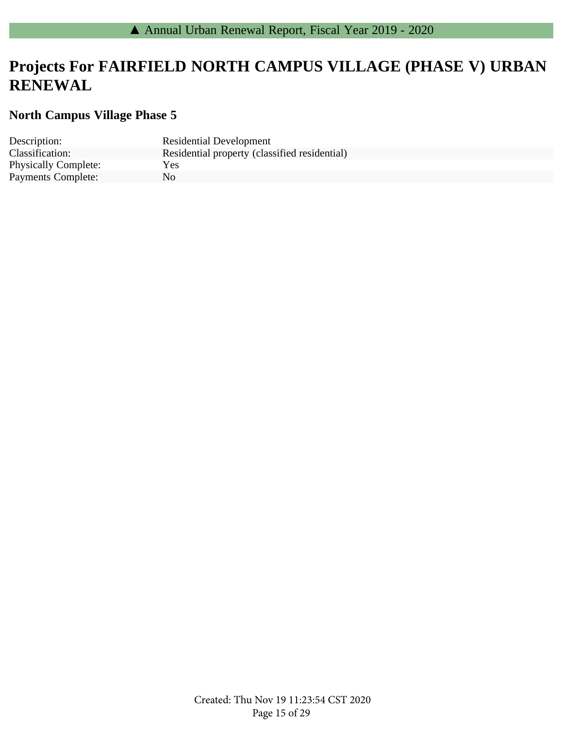# Projects For FAIRFIELD NORTH CAMPUS VILLAGE (PHASE V) URBAN RENEWAL

## North Campus Village Phase 5

| | |
|---|---|
| Description: | Residential Development |
| Classification: | Residential property (classified residential) |
| Physically Complete: | Yes |
| Payments Complete: | No |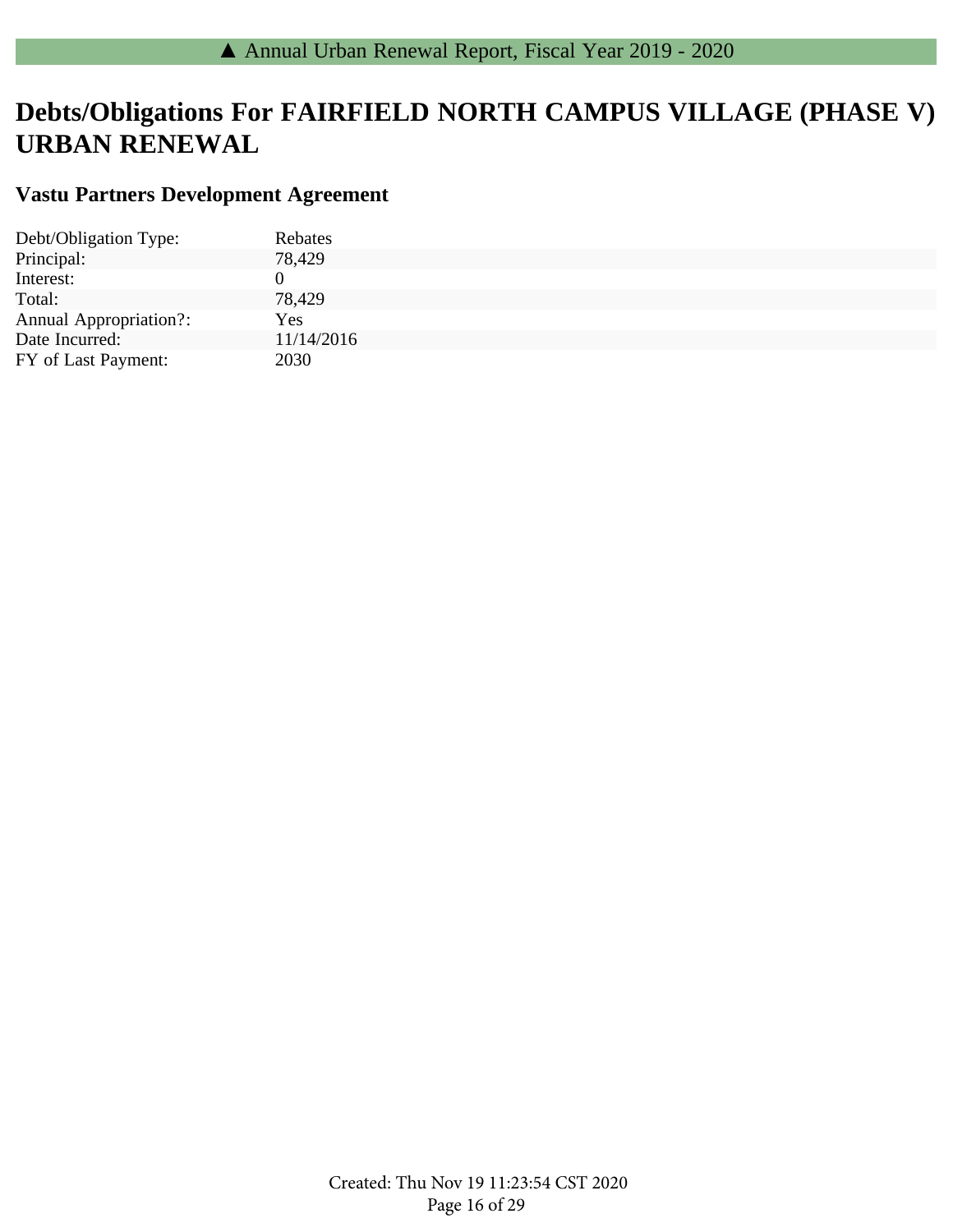# Debts/Obligations For FAIRFIELD NORTH CAMPUS VILLAGE (PHASE V) URBAN RENEWAL

## Vastu Partners Development Agreement

| | |
|---|---|
| Debt/Obligation Type: | Rebates |
| Principal: | 78,429 |
| Interest: | 0 |
| Total: | 78,429 |
| Annual Appropriation?: | Yes |
| Date Incurred: | 11/14/2016 |
| FY of Last Payment: | 2030 |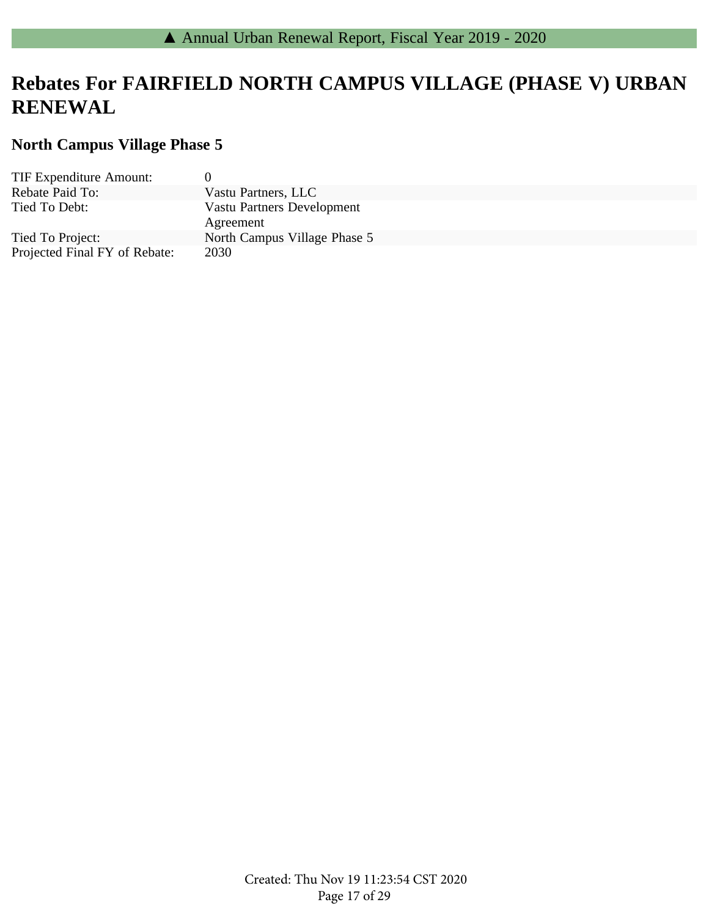# Rebates For FAIRFIELD NORTH CAMPUS VILLAGE (PHASE V) URBAN RENEWAL

## North Campus Village Phase 5

| | |
|---|---|
| TIF Expenditure Amount: | 0 |
| Rebate Paid To: | Vastu Partners, LLC |
| Tied To Debt: | Vastu Partners Development Agreement |
| Tied To Project: | North Campus Village Phase 5 |
| Projected Final FY of Rebate: | 2030 |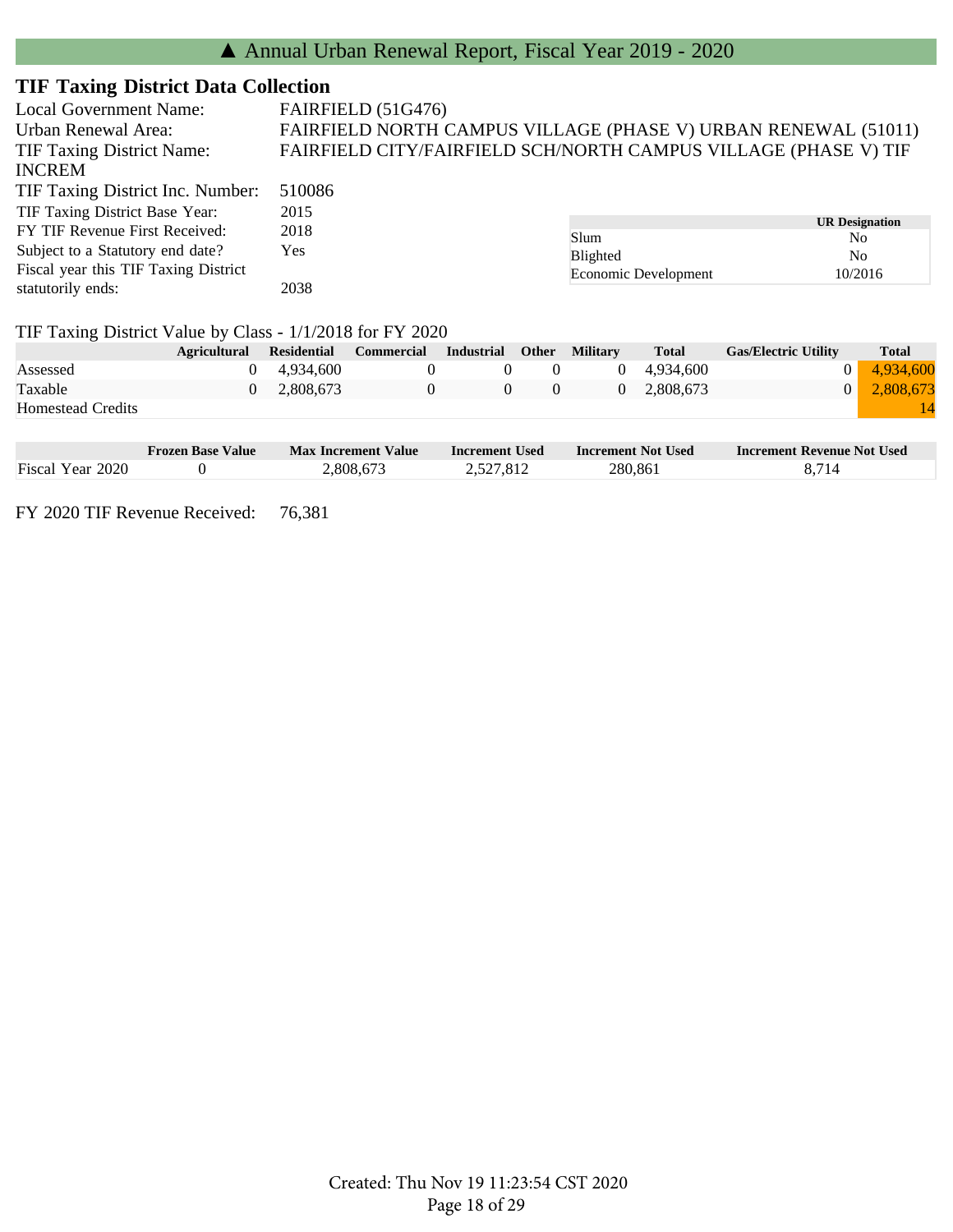# ▲ Annual Urban Renewal Report, Fiscal Year 2019 - 2020

## TIF Taxing District Data Collection

Local Government Name: FAIRFIELD (51G476)
Urban Renewal Area: FAIRFIELD NORTH CAMPUS VILLAGE (PHASE V) URBAN RENEWAL (51011)
TIF Taxing District Name: FAIRFIELD CITY/FAIRFIELD SCH/NORTH CAMPUS VILLAGE (PHASE V) TIF INCREM
TIF Taxing District Inc. Number: 510086
TIF Taxing District Base Year: 2015
FY TIF Revenue First Received: 2018
Subject to a Statutory end date? Yes
Fiscal year this TIF Taxing District statutorily ends: 2038

| | UR Designation |
|---|---|
| Slum | No |
| Blighted | No |
| Economic Development | 10/2016 |

TIF Taxing District Value by Class - 1/1/2018 for FY 2020

| | Agricultural | Residential | Commercial | Industrial | Other | Military | Total | Gas/Electric Utility | Total |
|---|---|---|---|---|---|---|---|---|---|
| Assessed | 0 | 4,934,600 | 0 | 0 | 0 | 0 | 4,934,600 | 0 | 4,934,600 |
| Taxable | 0 | 2,808,673 | 0 | 0 | 0 | 0 | 2,808,673 | 0 | 2,808,673 |
| Homestead Credits | | | | | | | | | 14 |

| | Frozen Base Value | Max Increment Value | Increment Used | Increment Not Used | Increment Revenue Not Used |
|---|---|---|---|---|---|
| Fiscal Year 2020 | 0 | 2,808,673 | 2,527,812 | 280,861 | 8,714 |

FY 2020 TIF Revenue Received: 76,381

Created: Thu Nov 19 11:23:54 CST 2020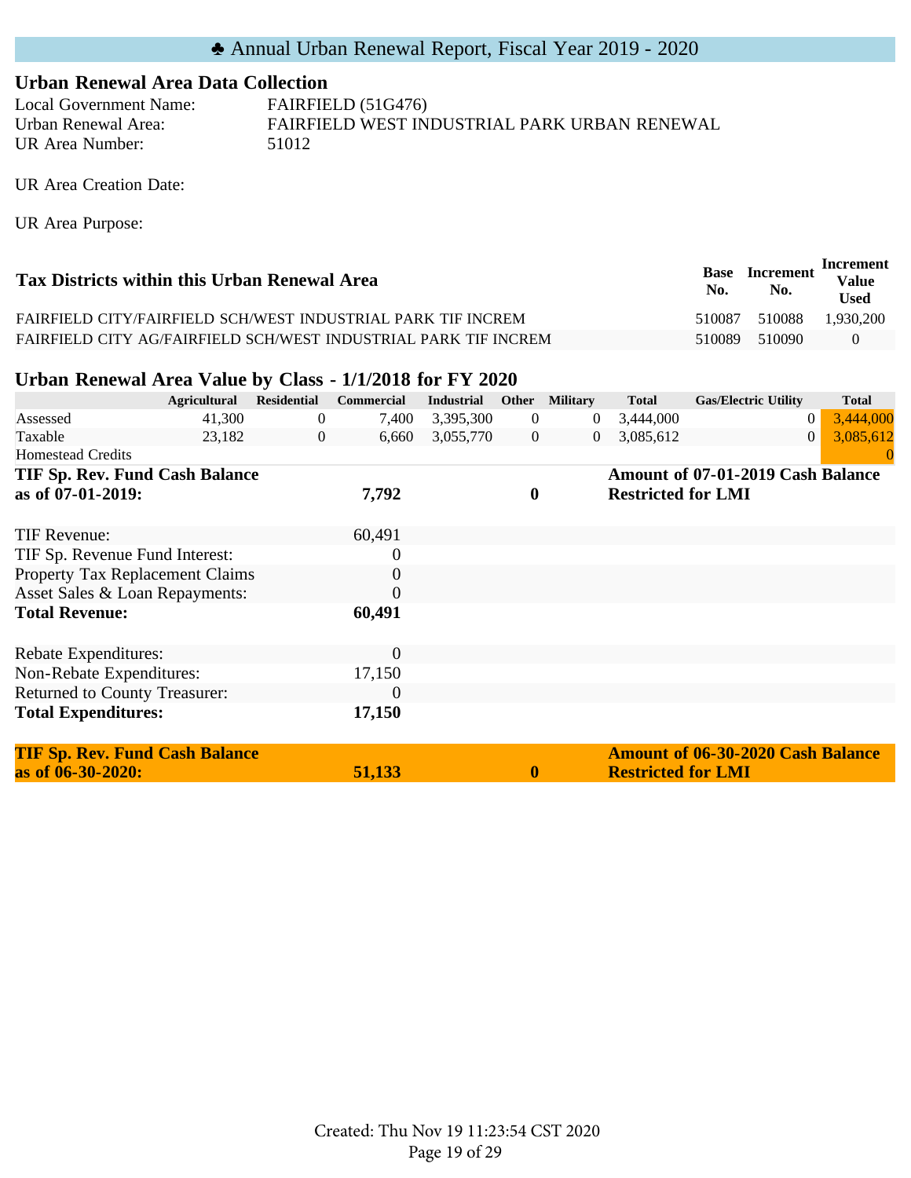# ♣ Annual Urban Renewal Report, Fiscal Year 2019 - 2020

## Urban Renewal Area Data Collection

Local Government Name: FAIRFIELD (51G476)
Urban Renewal Area: FAIRFIELD WEST INDUSTRIAL PARK URBAN RENEWAL
UR Area Number: 51012

UR Area Creation Date:

UR Area Purpose:

| Tax Districts within this Urban Renewal Area | Base No. | Increment No. | Increment Value Used |
|---|---|---|---|
| FAIRFIELD CITY/FAIRFIELD SCH/WEST INDUSTRIAL PARK TIF INCREM | 510087 | 510088 | 1,930,200 |
| FAIRFIELD CITY AG/FAIRFIELD SCH/WEST INDUSTRIAL PARK TIF INCREM | 510089 | 510090 | 0 |

## Urban Renewal Area Value by Class - 1/1/2018 for FY 2020

| | Agricultural | Residential | Commercial | Industrial | Other | Military | Total | Gas/Electric Utility | Total |
|---|---|---|---|---|---|---|---|---|---|
| Assessed | 41,300 | 0 | 7,400 | 3,395,300 | 0 | 0 | 3,444,000 | 0 | 3,444,000 |
| Taxable | 23,182 | 0 | 6,660 | 3,055,770 | 0 | 0 | 3,085,612 | 0 | 3,085,612 |
| Homestead Credits | | | | | | | | | 0 |

| | | | |
|---|---|---|---|
| **TIF Sp. Rev. Fund Cash Balance as of 07-01-2019:** | **7,792** | **0** | **Amount of 07-01-2019 Cash Balance Restricted for LMI** |

| | |
|---|---|
| TIF Revenue: | 60,491 |
| TIF Sp. Revenue Fund Interest: | 0 |
| Property Tax Replacement Claims | 0 |
| Asset Sales & Loan Repayments: | 0 |
| **Total Revenue:** | **60,491** |

| | |
|---|---|
| Rebate Expenditures: | 0 |
| Non-Rebate Expenditures: | 17,150 |
| Returned to County Treasurer: | 0 |
| **Total Expenditures:** | **17,150** |

| | | | |
|---|---|---|---|
| **TIF Sp. Rev. Fund Cash Balance as of 06-30-2020:** | **51,133** | **0** | **Amount of 06-30-2020 Cash Balance Restricted for LMI** |

Created: Thu Nov 19 11:23:54 CST 2020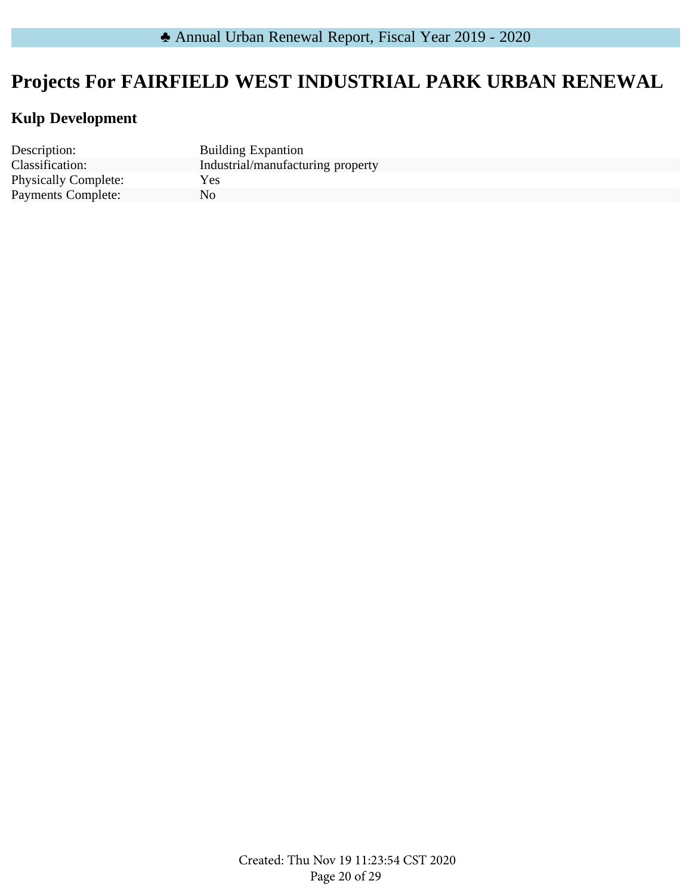# Projects For FAIRFIELD WEST INDUSTRIAL PARK URBAN RENEWAL

## Kulp Development

| | |
|---|---|
| Description: | Building Expantion |
| Classification: | Industrial/manufacturing property |
| Physically Complete: | Yes |
| Payments Complete: | No |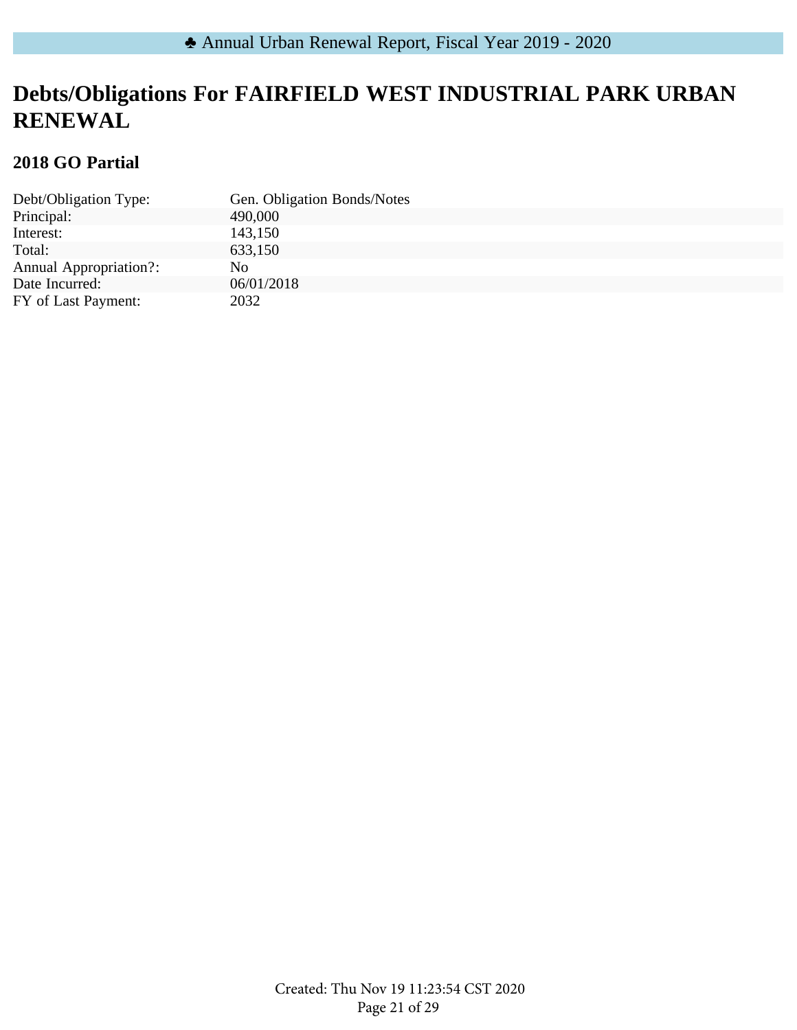# Debts/Obligations For FAIRFIELD WEST INDUSTRIAL PARK URBAN RENEWAL

## 2018 GO Partial

| | |
|---|---|
| Debt/Obligation Type: | Gen. Obligation Bonds/Notes |
| Principal: | 490,000 |
| Interest: | 143,150 |
| Total: | 633,150 |
| Annual Appropriation?: | No |
| Date Incurred: | 06/01/2018 |
| FY of Last Payment: | 2032 |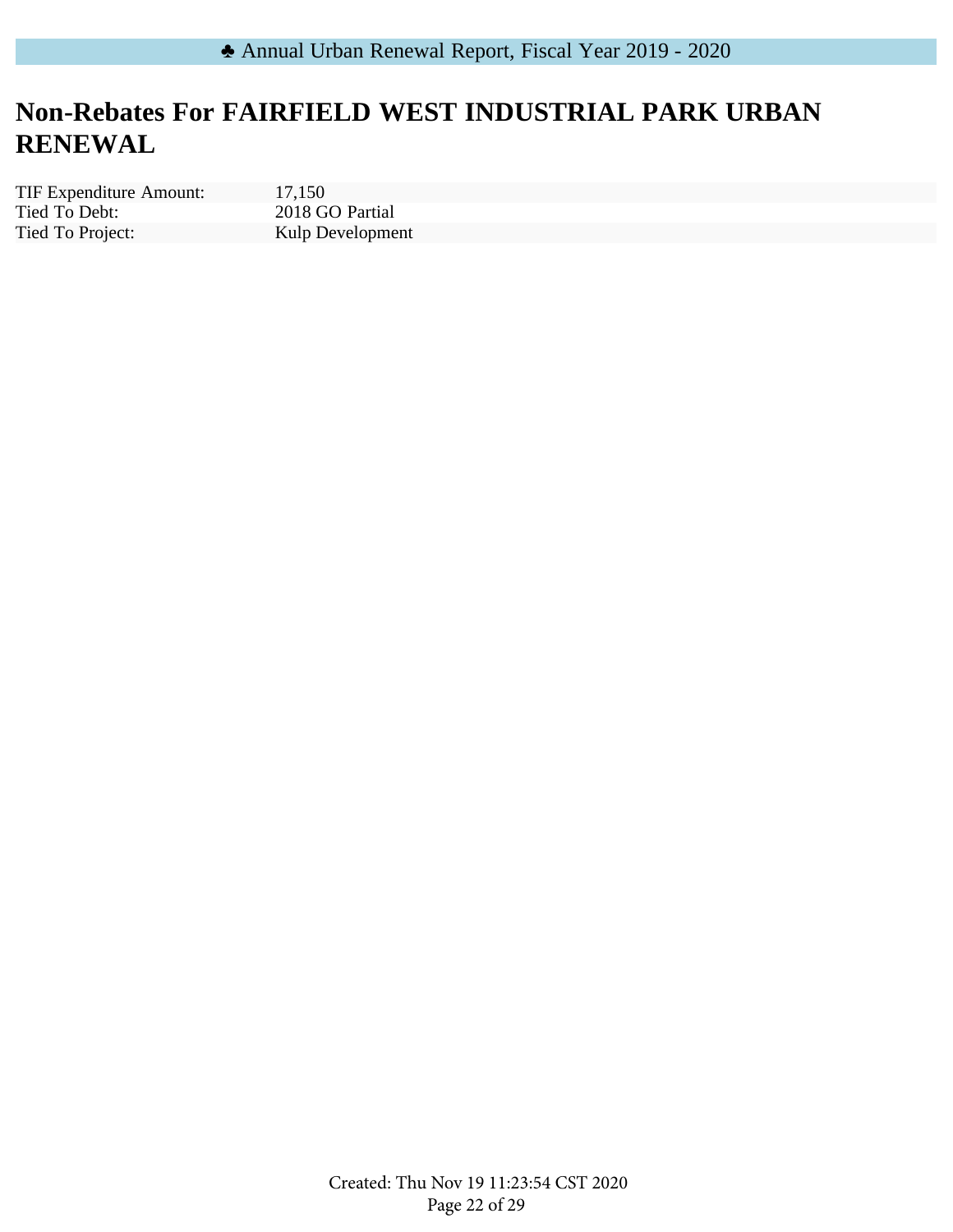# Non-Rebates For FAIRFIELD WEST INDUSTRIAL PARK URBAN RENEWAL

| | |
|---|---|
| TIF Expenditure Amount: | 17,150 |
| Tied To Debt: | 2018 GO Partial |
| Tied To Project: | Kulp Development |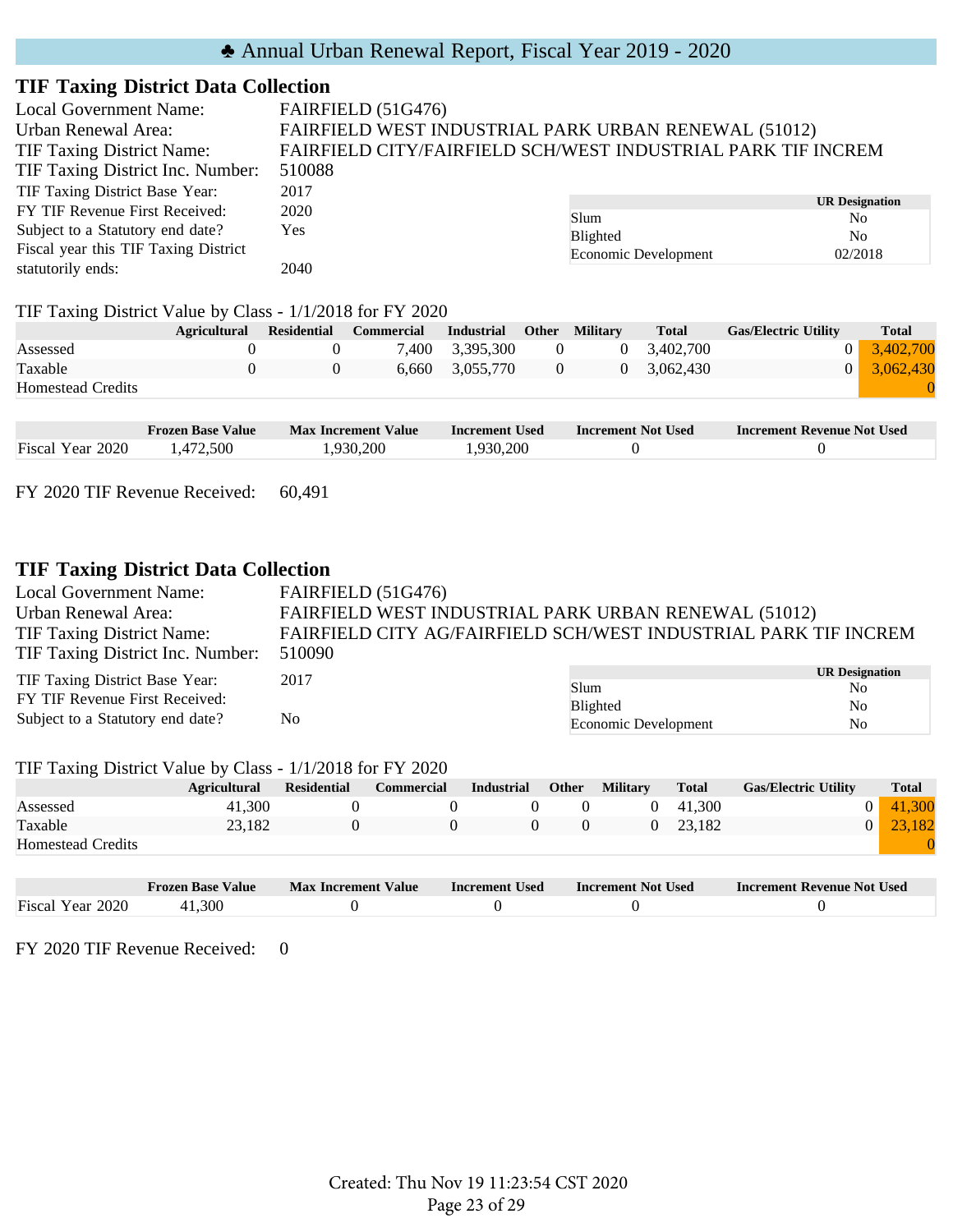# ♣ Annual Urban Renewal Report, Fiscal Year 2019 - 2020

## TIF Taxing District Data Collection

Local Government Name: FAIRFIELD (51G476)
Urban Renewal Area: FAIRFIELD WEST INDUSTRIAL PARK URBAN RENEWAL (51012)
TIF Taxing District Name: FAIRFIELD CITY/FAIRFIELD SCH/WEST INDUSTRIAL PARK TIF INCREM
TIF Taxing District Inc. Number: 510088
TIF Taxing District Base Year: 2017
FY TIF Revenue First Received: 2020
Subject to a Statutory end date? Yes
Fiscal year this TIF Taxing District statutorily ends: 2040

| | UR Designation |
|---|---|
| Slum | No |
| Blighted | No |
| Economic Development | 02/2018 |

TIF Taxing District Value by Class - 1/1/2018 for FY 2020

| | Agricultural | Residential | Commercial | Industrial | Other | Military | Total | Gas/Electric Utility | Total |
|---|---|---|---|---|---|---|---|---|---|
| Assessed | 0 | 0 | 7,400 | 3,395,300 | 0 | 0 | 3,402,700 | 0 | 3,402,700 |
| Taxable | 0 | 0 | 6,660 | 3,055,770 | 0 | 0 | 3,062,430 | 0 | 3,062,430 |
| Homestead Credits | | | | | | | | | 0 |

| | Frozen Base Value | Max Increment Value | Increment Used | Increment Not Used | Increment Revenue Not Used |
|---|---|---|---|---|---|
| Fiscal Year 2020 | 1,472,500 | 1,930,200 | 1,930,200 | 0 | 0 |

FY 2020 TIF Revenue Received: 60,491

## TIF Taxing District Data Collection

Local Government Name: FAIRFIELD (51G476)
Urban Renewal Area: FAIRFIELD WEST INDUSTRIAL PARK URBAN RENEWAL (51012)
TIF Taxing District Name: FAIRFIELD CITY AG/FAIRFIELD SCH/WEST INDUSTRIAL PARK TIF INCREM
TIF Taxing District Inc. Number: 510090
TIF Taxing District Base Year: 2017
FY TIF Revenue First Received:
Subject to a Statutory end date? No

| | UR Designation |
|---|---|
| Slum | No |
| Blighted | No |
| Economic Development | No |

TIF Taxing District Value by Class - 1/1/2018 for FY 2020

| | Agricultural | Residential | Commercial | Industrial | Other | Military | Total | Gas/Electric Utility | Total |
|---|---|---|---|---|---|---|---|---|---|
| Assessed | 41,300 | 0 | 0 | 0 | 0 | 0 | 41,300 | 0 | 41,300 |
| Taxable | 23,182 | 0 | 0 | 0 | 0 | 0 | 23,182 | 0 | 23,182 |
| Homestead Credits | | | | | | | | | 0 |

| | Frozen Base Value | Max Increment Value | Increment Used | Increment Not Used | Increment Revenue Not Used |
|---|---|---|---|---|---|
| Fiscal Year 2020 | 41,300 | 0 | 0 | 0 | 0 |

FY 2020 TIF Revenue Received: 0

Created: Thu Nov 19 11:23:54 CST 2020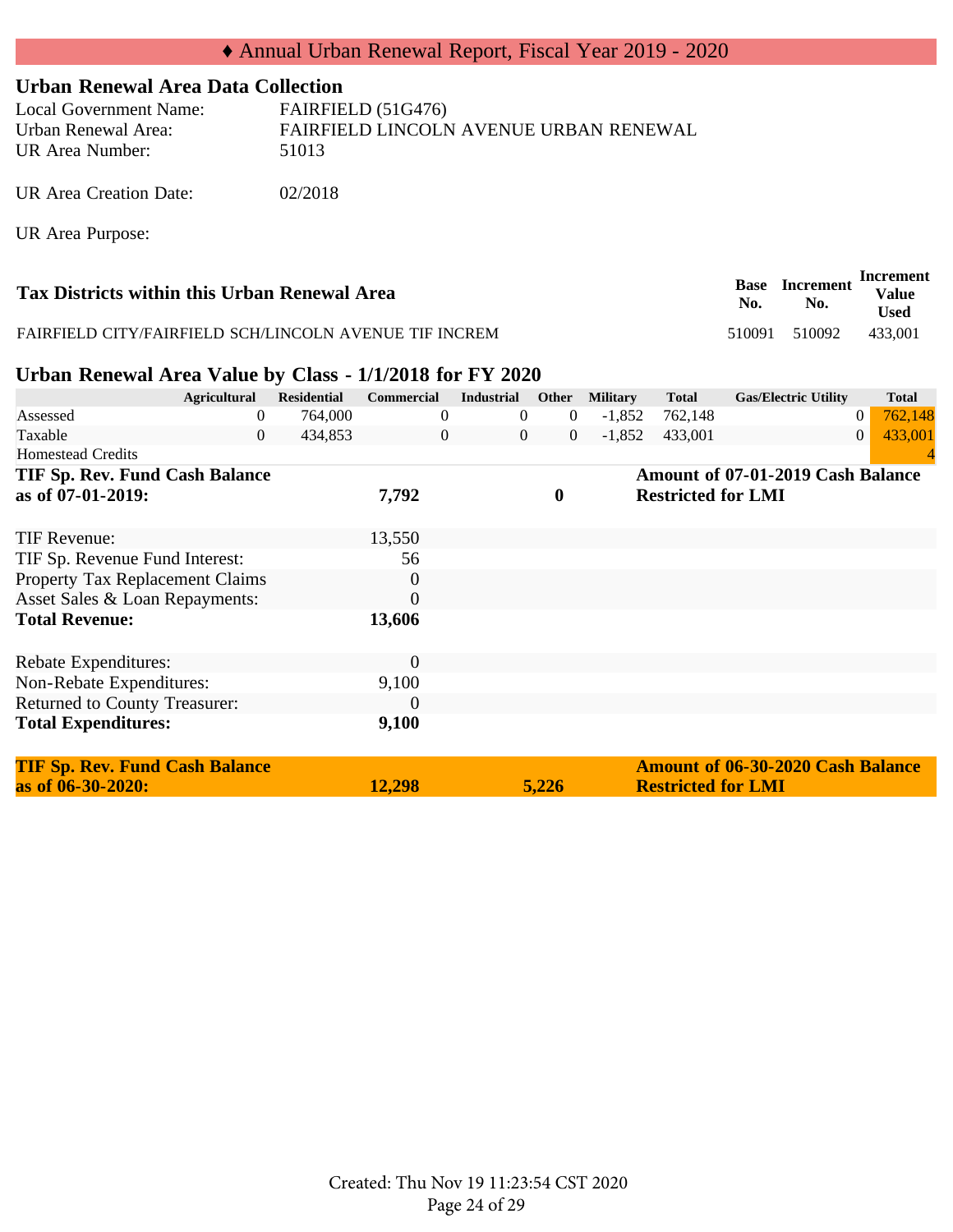# ♦ Annual Urban Renewal Report, Fiscal Year 2019 - 2020

## Urban Renewal Area Data Collection

Local Government Name: FAIRFIELD (51G476)
Urban Renewal Area: FAIRFIELD LINCOLN AVENUE URBAN RENEWAL
UR Area Number: 51013

UR Area Creation Date: 02/2018

UR Area Purpose:

| Tax Districts within this Urban Renewal Area | Base No. | Increment No. | Increment Value Used |
|---|---|---|---|
| FAIRFIELD CITY/FAIRFIELD SCH/LINCOLN AVENUE TIF INCREM | 510091 | 510092 | 433,001 |

## Urban Renewal Area Value by Class - 1/1/2018 for FY 2020

| | Agricultural | Residential | Commercial | Industrial | Other | Military | Total | Gas/Electric Utility | Total |
|---|---|---|---|---|---|---|---|---|---|
| Assessed | 0 | 764,000 | 0 | 0 | 0 | -1,852 | 762,148 | 0 | 762,148 |
| Taxable | 0 | 434,853 | 0 | 0 | 0 | -1,852 | 433,001 | 0 | 433,001 |
| Homestead Credits | | | | | | | | | 4 |

| | | | |
|---|---|---|---|
| **TIF Sp. Rev. Fund Cash Balance as of 07-01-2019:** | **7,792** | **0** | **Amount of 07-01-2019 Cash Balance Restricted for LMI** |
| TIF Revenue: | 13,550 | | |
| TIF Sp. Revenue Fund Interest: | 56 | | |
| Property Tax Replacement Claims | 0 | | |
| Asset Sales & Loan Repayments: | 0 | | |
| **Total Revenue:** | **13,606** | | |
| Rebate Expenditures: | 0 | | |
| Non-Rebate Expenditures: | 9,100 | | |
| Returned to County Treasurer: | 0 | | |
| **Total Expenditures:** | **9,100** | | |
| **TIF Sp. Rev. Fund Cash Balance as of 06-30-2020:** | **12,298** | **5,226** | **Amount of 06-30-2020 Cash Balance Restricted for LMI** |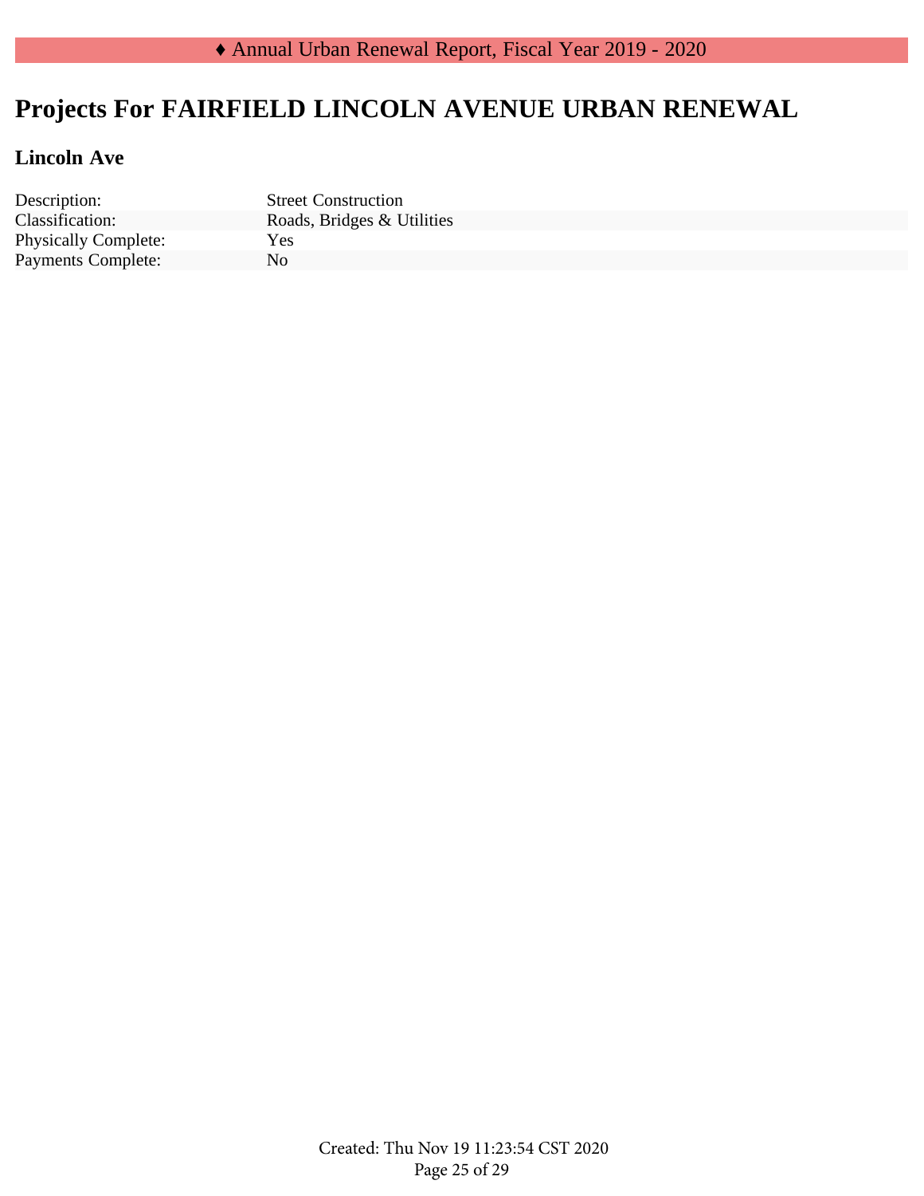# Projects For FAIRFIELD LINCOLN AVENUE URBAN RENEWAL

## Lincoln Ave

| | |
|---|---|
| Description: | Street Construction |
| Classification: | Roads, Bridges & Utilities |
| Physically Complete: | Yes |
| Payments Complete: | No |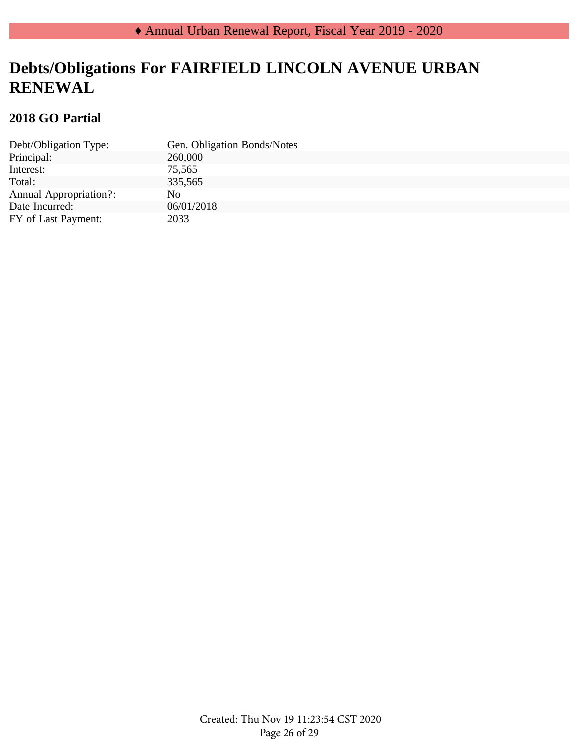# Debts/Obligations For FAIRFIELD LINCOLN AVENUE URBAN RENEWAL

## 2018 GO Partial

| | |
|---|---|
| Debt/Obligation Type: | Gen. Obligation Bonds/Notes |
| Principal: | 260,000 |
| Interest: | 75,565 |
| Total: | 335,565 |
| Annual Appropriation?: | No |
| Date Incurred: | 06/01/2018 |
| FY of Last Payment: | 2033 |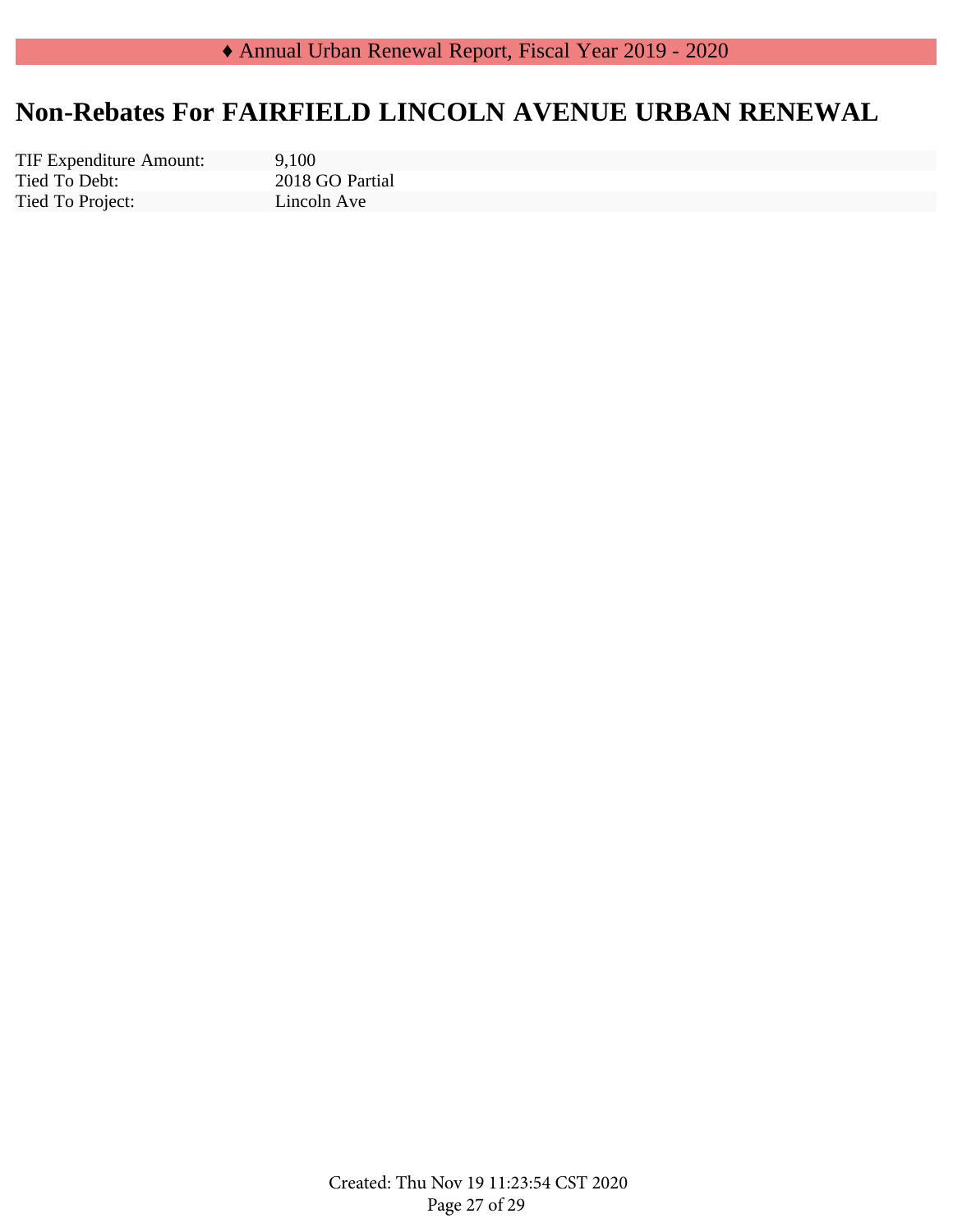# Non-Rebates For FAIRFIELD LINCOLN AVENUE URBAN RENEWAL

| | |
|---|---|
| TIF Expenditure Amount: | 9,100 |
| Tied To Debt: | 2018 GO Partial |
| Tied To Project: | Lincoln Ave |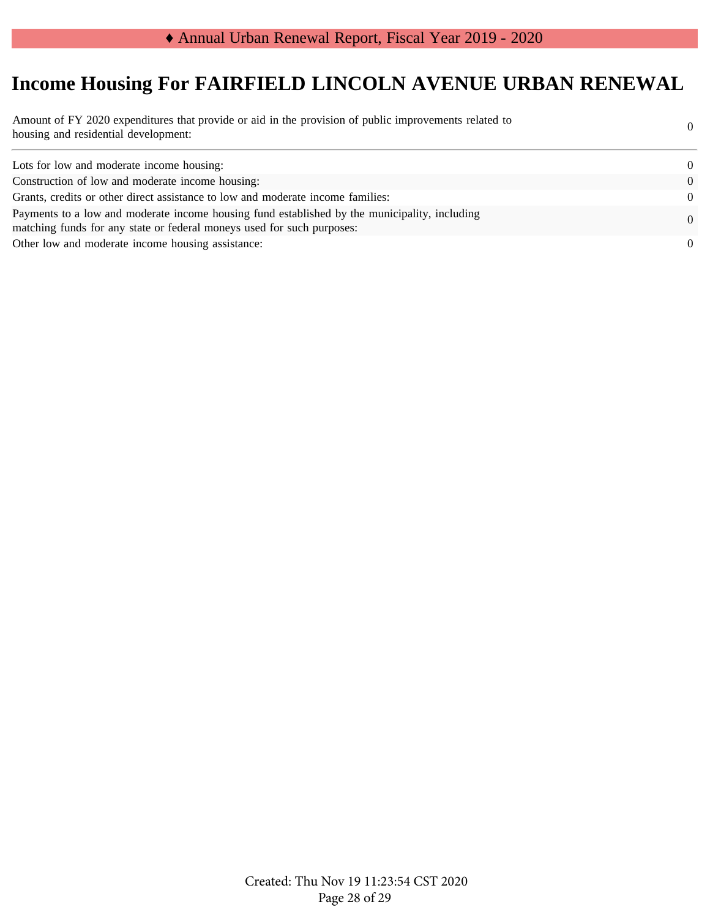# Income Housing For FAIRFIELD LINCOLN AVENUE URBAN RENEWAL

| | |
|---|---|
| Amount of FY 2020 expenditures that provide or aid in the provision of public improvements related to housing and residential development: | 0 |

---

| | |
|---|---|
| Lots for low and moderate income housing: | 0 |
| Construction of low and moderate income housing: | 0 |
| Grants, credits or other direct assistance to low and moderate income families: | 0 |
| Payments to a low and moderate income housing fund established by the municipality, including matching funds for any state or federal moneys used for such purposes: | 0 |
| Other low and moderate income housing assistance: | 0 |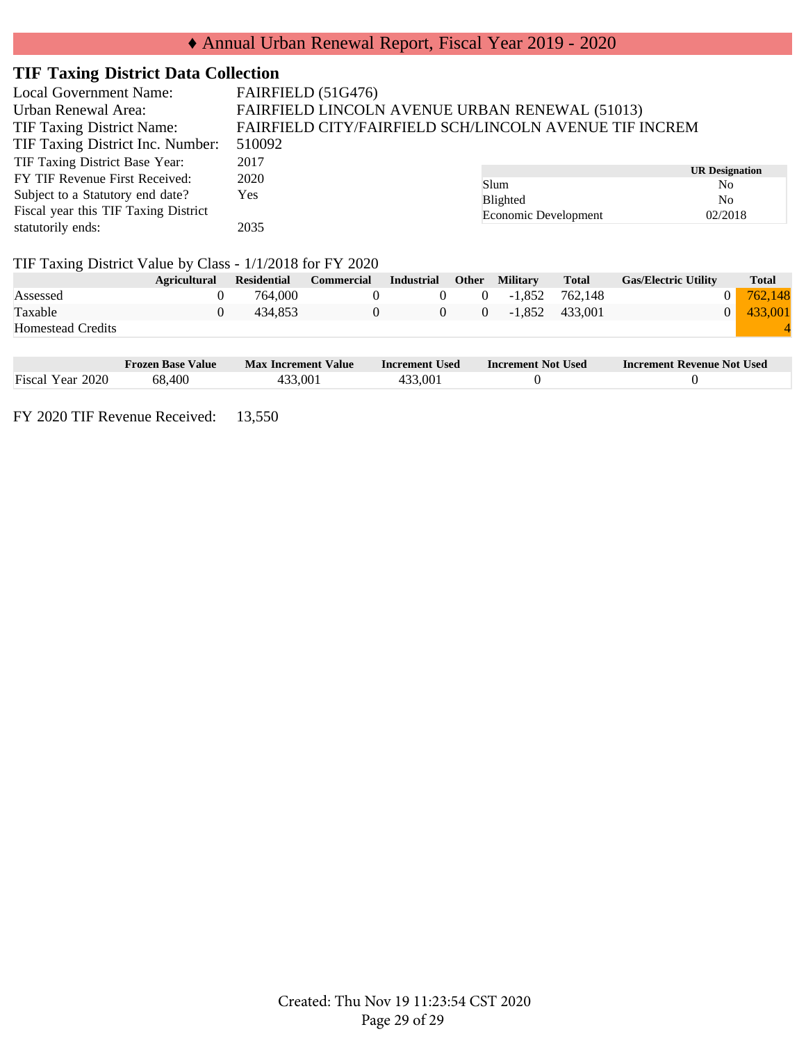♦ Annual Urban Renewal Report, Fiscal Year 2019 - 2020

## TIF Taxing District Data Collection

| | |
|---|---|
| Local Government Name: | FAIRFIELD (51G476) |
| Urban Renewal Area: | FAIRFIELD LINCOLN AVENUE URBAN RENEWAL (51013) |
| TIF Taxing District Name: | FAIRFIELD CITY/FAIRFIELD SCH/LINCOLN AVENUE TIF INCREM |
| TIF Taxing District Inc. Number: | 510092 |
| TIF Taxing District Base Year: | 2017 |
| FY TIF Revenue First Received: | 2020 |
| Subject to a Statutory end date? | Yes |
| Fiscal year this TIF Taxing District statutorily ends: | 2035 |

| | UR Designation |
|---|---|
| Slum | No |
| Blighted | No |
| Economic Development | 02/2018 |

TIF Taxing District Value by Class - 1/1/2018 for FY 2020

| | Agricultural | Residential | Commercial | Industrial | Other | Military | Total | Gas/Electric Utility | Total |
|---|---|---|---|---|---|---|---|---|---|
| Assessed | 0 | 764,000 | 0 | 0 | 0 | -1,852 | 762,148 | 0 | 762,148 |
| Taxable | 0 | 434,853 | 0 | 0 | 0 | -1,852 | 433,001 | 0 | 433,001 |
| Homestead Credits | | | | | | | | | 4 |

| | Frozen Base Value | Max Increment Value | Increment Used | Increment Not Used | Increment Revenue Not Used |
|---|---|---|---|---|---|
| Fiscal Year 2020 | 68,400 | 433,001 | 433,001 | 0 | 0 |

FY 2020 TIF Revenue Received: 13,550

Created: Thu Nov 19 11:23:54 CST 2020